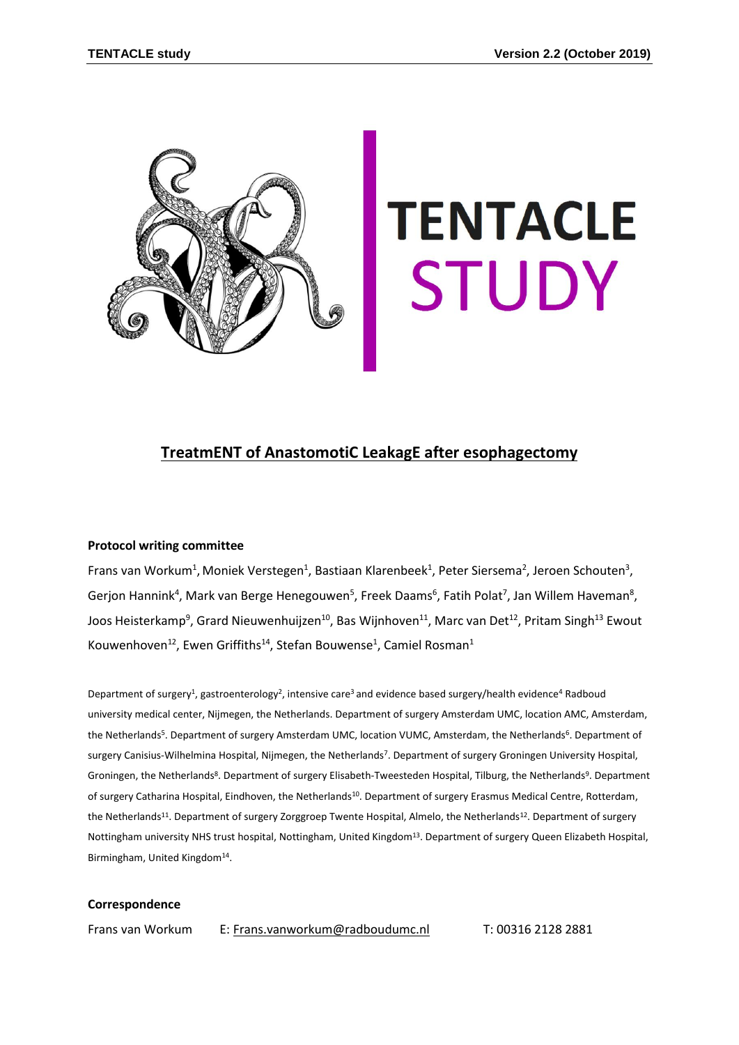# TENTACLE STUDY

## TreatmENT of AnastomotiC LeakagE after esophagectomy

**Protocol writing committee**

Frans van Workum[1], Moniek Verstegen[1], Bastiaan Klarenbeek[1], Peter Siersema[2], Jeroen Schouten[3], Gerjon Hannink[4], Mark van Berge Henegouwen[5], Freek Daams[6], Fatih Polat[7], Jan Willem Haveman[8], Joos Heisterkamp[9], Grard Nieuwenhuijzen[10], Bas Wijnhoven[11], Marc van Det[12], Pritam Singh[13] Ewout Kouwenhoven[12], Ewen Griffiths[14], Stefan Bouwense[1], Camiel Rosman[1]

Department of surgery[1], gastroenterology[2], intensive care[3] and evidence based surgery/health evidence[4] Radboud university medical center, Nijmegen, the Netherlands. Department of surgery Amsterdam UMC, location AMC, Amsterdam, the Netherlands[5]. Department of surgery Amsterdam UMC, location VUMC, Amsterdam, the Netherlands[6]. Department of surgery Canisius-Wilhelmina Hospital, Nijmegen, the Netherlands[7]. Department of surgery Groningen University Hospital, Groningen, the Netherlands[8]. Department of surgery Elisabeth-Tweesteden Hospital, Tilburg, the Netherlands[9]. Department of surgery Catharina Hospital, Eindhoven, the Netherlands[10]. Department of surgery Erasmus Medical Centre, Rotterdam, the Netherlands[11]. Department of surgery Zorggroep Twente Hospital, Almelo, the Netherlands[12]. Department of surgery Nottingham university NHS trust hospital, Nottingham, United Kingdom[13]. Department of surgery Queen Elizabeth Hospital, Birmingham, United Kingdom[14].

**Correspondence**

Frans van Workum E: Frans.vanworkum@radboudumc.nl T: 00316 2128 2881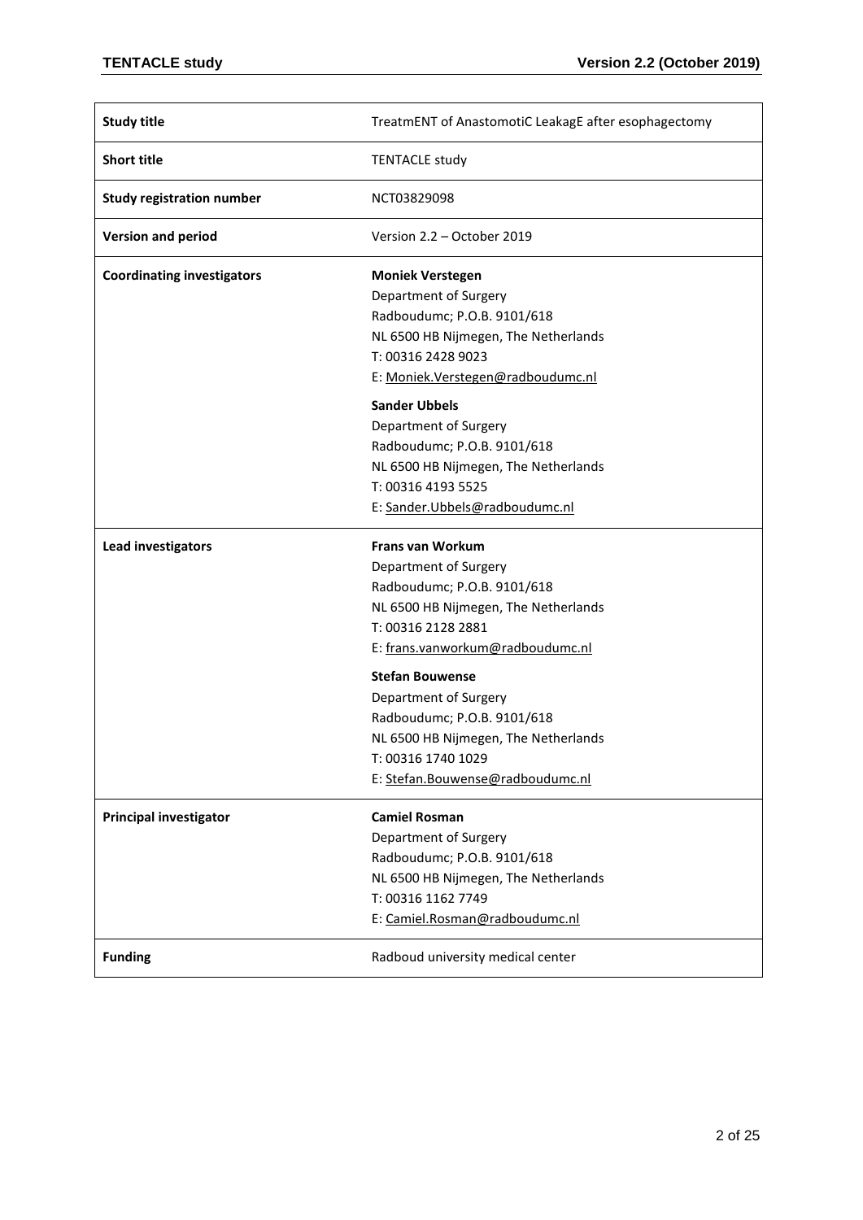| **Study title** | TreatmENT of AnastomotiC LeakagE after esophagectomy |
| --- | --- |
| **Short title** | TENTACLE study |
| **Study registration number** | NCT03829098 |
| **Version and period** | Version 2.2 – October 2019 |
| **Coordinating investigators** | **Moniek Verstegen**<br>Department of Surgery<br>Radboudumc; P.O.B. 9101/618<br>NL 6500 HB Nijmegen, The Netherlands<br>T: 00316 2428 9023<br>E: Moniek.Verstegen@radboudumc.nl<br><br>**Sander Ubbels**<br>Department of Surgery<br>Radboudumc; P.O.B. 9101/618<br>NL 6500 HB Nijmegen, The Netherlands<br>T: 00316 4193 5525<br>E: Sander.Ubbels@radboudumc.nl |
| **Lead investigators** | **Frans van Workum**<br>Department of Surgery<br>Radboudumc; P.O.B. 9101/618<br>NL 6500 HB Nijmegen, The Netherlands<br>T: 00316 2128 2881<br>E: frans.vanworkum@radboudumc.nl<br><br>**Stefan Bouwense**<br>Department of Surgery<br>Radboudumc; P.O.B. 9101/618<br>NL 6500 HB Nijmegen, The Netherlands<br>T: 00316 1740 1029<br>E: Stefan.Bouwense@radboudumc.nl |
| **Principal investigator** | **Camiel Rosman**<br>Department of Surgery<br>Radboudumc; P.O.B. 9101/618<br>NL 6500 HB Nijmegen, The Netherlands<br>T: 00316 1162 7749<br>E: Camiel.Rosman@radboudumc.nl |
| **Funding** | Radboud university medical center |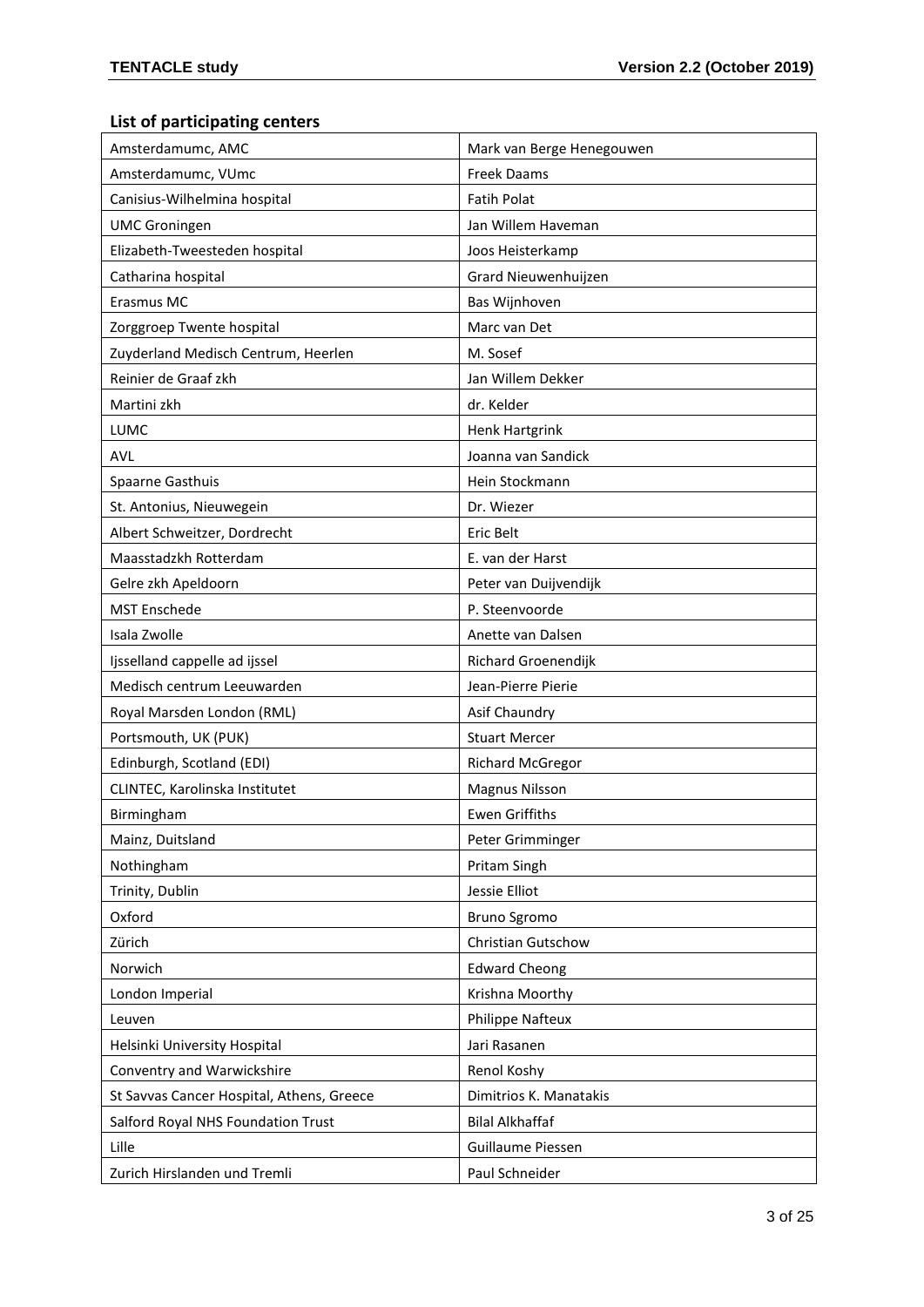## List of participating centers

| | |
|---|---|
| Amsterdamumc, AMC | Mark van Berge Henegouwen |
| Amsterdamumc, VUmc | Freek Daams |
| Canisius-Wilhelmina hospital | Fatih Polat |
| UMC Groningen | Jan Willem Haveman |
| Elizabeth-Tweesteden hospital | Joos Heisterkamp |
| Catharina hospital | Grard Nieuwenhuijzen |
| Erasmus MC | Bas Wijnhoven |
| Zorggroep Twente hospital | Marc van Det |
| Zuyderland Medisch Centrum, Heerlen | M. Sosef |
| Reinier de Graaf zkh | Jan Willem Dekker |
| Martini zkh | dr. Kelder |
| LUMC | Henk Hartgrink |
| AVL | Joanna van Sandick |
| Spaarne Gasthuis | Hein Stockmann |
| St. Antonius, Nieuwegein | Dr. Wiezer |
| Albert Schweitzer, Dordrecht | Eric Belt |
| Maasstadzkh Rotterdam | E. van der Harst |
| Gelre zkh Apeldoorn | Peter van Duijvendijk |
| MST Enschede | P. Steenvoorde |
| Isala Zwolle | Anette van Dalsen |
| Ijsselland cappelle ad ijssel | Richard Groenendijk |
| Medisch centrum Leeuwarden | Jean-Pierre Pierie |
| Royal Marsden London (RML) | Asif Chaundry |
| Portsmouth, UK (PUK) | Stuart Mercer |
| Edinburgh, Scotland (EDI) | Richard McGregor |
| CLINTEC, Karolinska Institutet | Magnus Nilsson |
| Birmingham | Ewen Griffiths |
| Mainz, Duitsland | Peter Grimminger |
| Nothingham | Pritam Singh |
| Trinity, Dublin | Jessie Elliot |
| Oxford | Bruno Sgromo |
| Zürich | Christian Gutschow |
| Norwich | Edward Cheong |
| London Imperial | Krishna Moorthy |
| Leuven | Philippe Nafteux |
| Helsinki University Hospital | Jari Rasanen |
| Conventry and Warwickshire | Renol Koshy |
| St Savvas Cancer Hospital, Athens, Greece | Dimitrios K. Manatakis |
| Salford Royal NHS Foundation Trust | Bilal Alkhaffaf |
| Lille | Guillaume Piessen |
| Zurich Hirslanden und Tremli | Paul Schneider |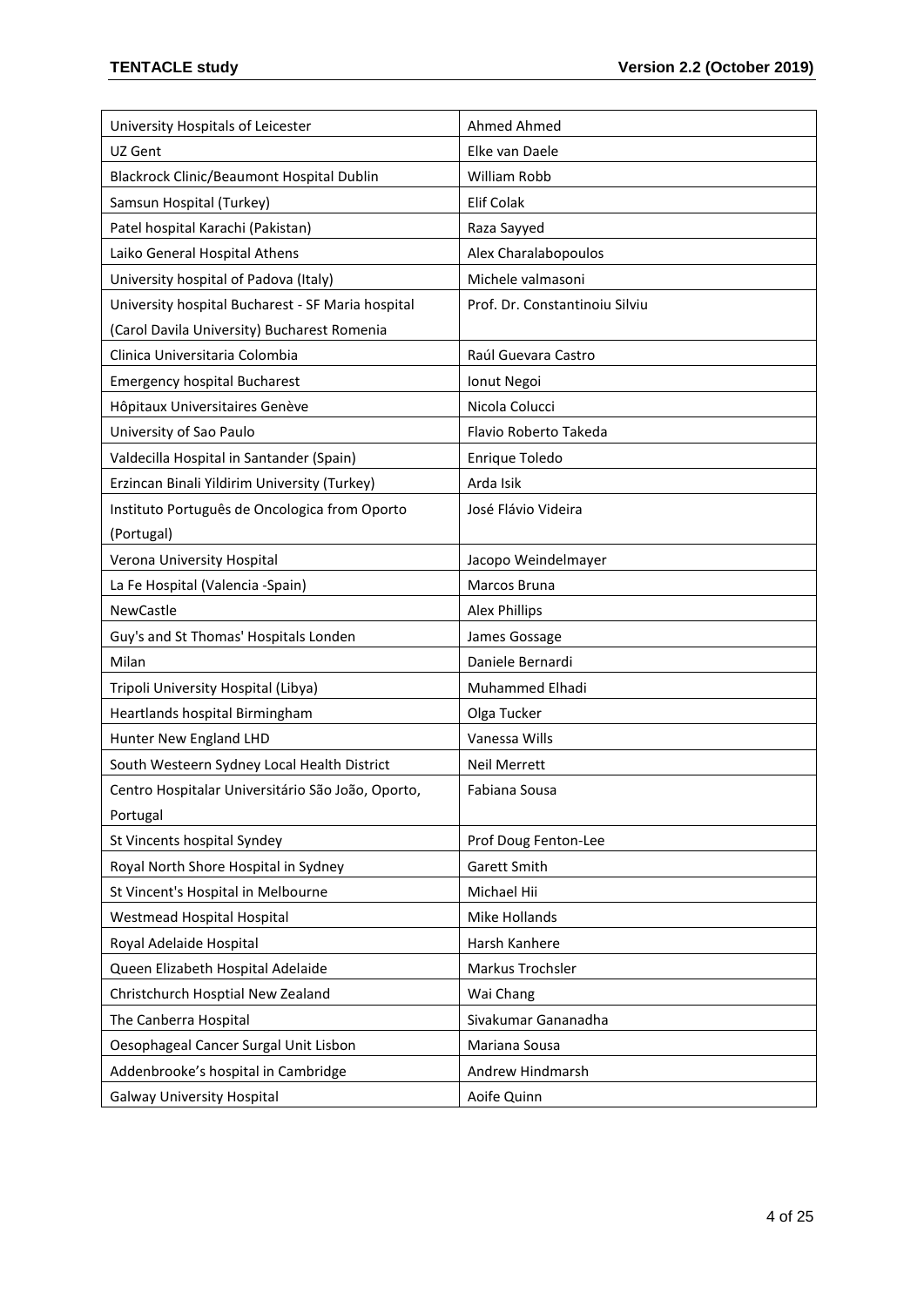| University Hospitals of Leicester | Ahmed Ahmed |
|---|---|
| UZ Gent | Elke van Daele |
| Blackrock Clinic/Beaumont Hospital Dublin | William Robb |
| Samsun Hospital (Turkey) | Elif Colak |
| Patel hospital Karachi (Pakistan) | Raza Sayyed |
| Laiko General Hospital Athens | Alex Charalabopoulos |
| University hospital of Padova (Italy) | Michele valmasoni |
| University hospital Bucharest - SF Maria hospital (Carol Davila University) Bucharest Romenia | Prof. Dr. Constantinoiu Silviu |
| Clinica Universitaria Colombia | Raúl Guevara Castro |
| Emergency hospital Bucharest | Ionut Negoi |
| Hôpitaux Universitaires Genève | Nicola Colucci |
| University of Sao Paulo | Flavio Roberto Takeda |
| Valdecilla Hospital in Santander (Spain) | Enrique Toledo |
| Erzincan Binali Yildirim University (Turkey) | Arda Isik |
| Instituto Português de Oncologica from Oporto (Portugal) | José Flávio Videira |
| Verona University Hospital | Jacopo Weindelmayer |
| La Fe Hospital (Valencia -Spain) | Marcos Bruna |
| NewCastle | Alex Phillips |
| Guy's and St Thomas' Hospitals Londen | James Gossage |
| Milan | Daniele Bernardi |
| Tripoli University Hospital (Libya) | Muhammed Elhadi |
| Heartlands hospital Birmingham | Olga Tucker |
| Hunter New England LHD | Vanessa Wills |
| South Westeern Sydney Local Health District | Neil Merrett |
| Centro Hospitalar Universitário São João, Oporto, Portugal | Fabiana Sousa |
| St Vincents hospital Syndey | Prof Doug Fenton-Lee |
| Royal North Shore Hospital in Sydney | Garett Smith |
| St Vincent's Hospital in Melbourne | Michael Hii |
| Westmead Hospital Hospital | Mike Hollands |
| Royal Adelaide Hospital | Harsh Kanhere |
| Queen Elizabeth Hospital Adelaide | Markus Trochsler |
| Christchurch Hosptial New Zealand | Wai Chang |
| The Canberra Hospital | Sivakumar Gananadha |
| Oesophageal Cancer Surgal Unit Lisbon | Mariana Sousa |
| Addenbrooke's hospital in Cambridge | Andrew Hindmarsh |
| Galway University Hospital | Aoife Quinn |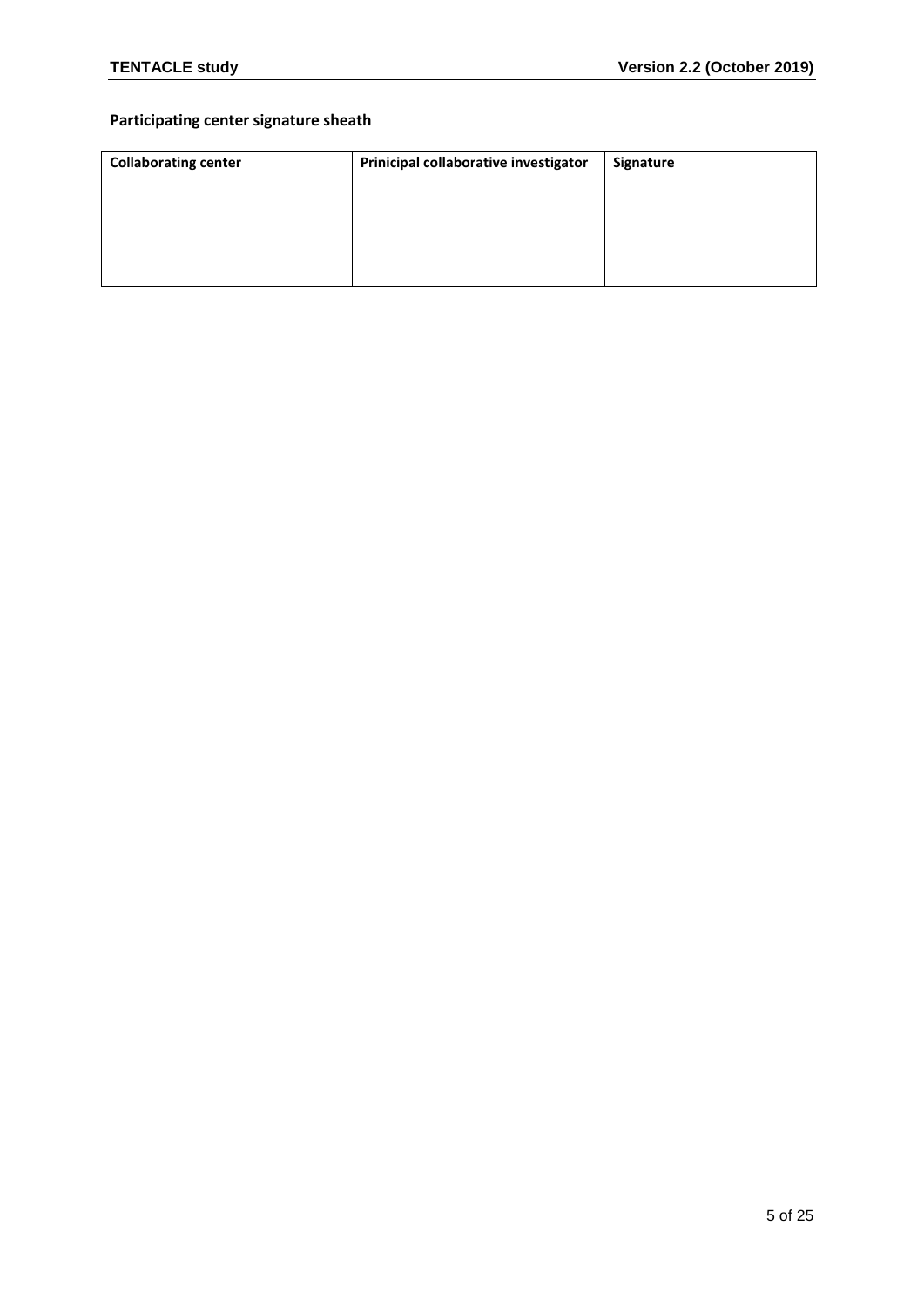**Participating center signature sheath**

| Collaborating center | Prinicipal collaborative investigator | Signature |
| --- | --- | --- |
| | | |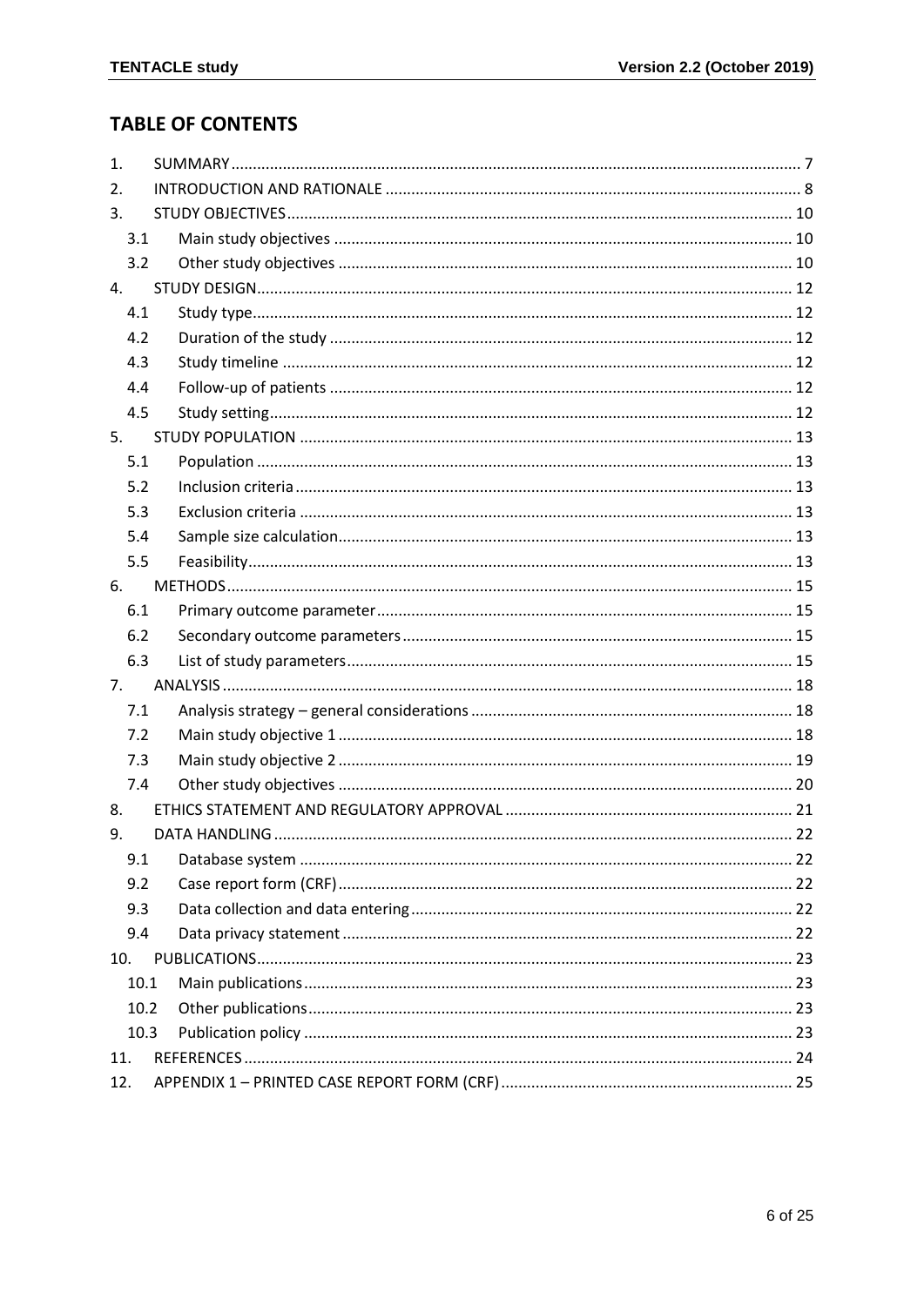## TABLE OF CONTENTS

1. SUMMARY .......... 7
2. INTRODUCTION AND RATIONALE .......... 8
3. STUDY OBJECTIVES .......... 10
   - 3.1 Main study objectives .......... 10
   - 3.2 Other study objectives .......... 10
4. STUDY DESIGN .......... 12
   - 4.1 Study type .......... 12
   - 4.2 Duration of the study .......... 12
   - 4.3 Study timeline .......... 12
   - 4.4 Follow-up of patients .......... 12
   - 4.5 Study setting .......... 12
5. STUDY POPULATION .......... 13
   - 5.1 Population .......... 13
   - 5.2 Inclusion criteria .......... 13
   - 5.3 Exclusion criteria .......... 13
   - 5.4 Sample size calculation .......... 13
   - 5.5 Feasibility .......... 13
6. METHODS .......... 15
   - 6.1 Primary outcome parameter .......... 15
   - 6.2 Secondary outcome parameters .......... 15
   - 6.3 List of study parameters .......... 15
7. ANALYSIS .......... 18
   - 7.1 Analysis strategy – general considerations .......... 18
   - 7.2 Main study objective 1 .......... 18
   - 7.3 Main study objective 2 .......... 19
   - 7.4 Other study objectives .......... 20
8. ETHICS STATEMENT AND REGULATORY APPROVAL .......... 21
9. DATA HANDLING .......... 22
   - 9.1 Database system .......... 22
   - 9.2 Case report form (CRF) .......... 22
   - 9.3 Data collection and data entering .......... 22
   - 9.4 Data privacy statement .......... 22
10. PUBLICATIONS .......... 23
    - 10.1 Main publications .......... 23
    - 10.2 Other publications .......... 23
    - 10.3 Publication policy .......... 23
11. REFERENCES .......... 24
12. APPENDIX 1 – PRINTED CASE REPORT FORM (CRF) .......... 25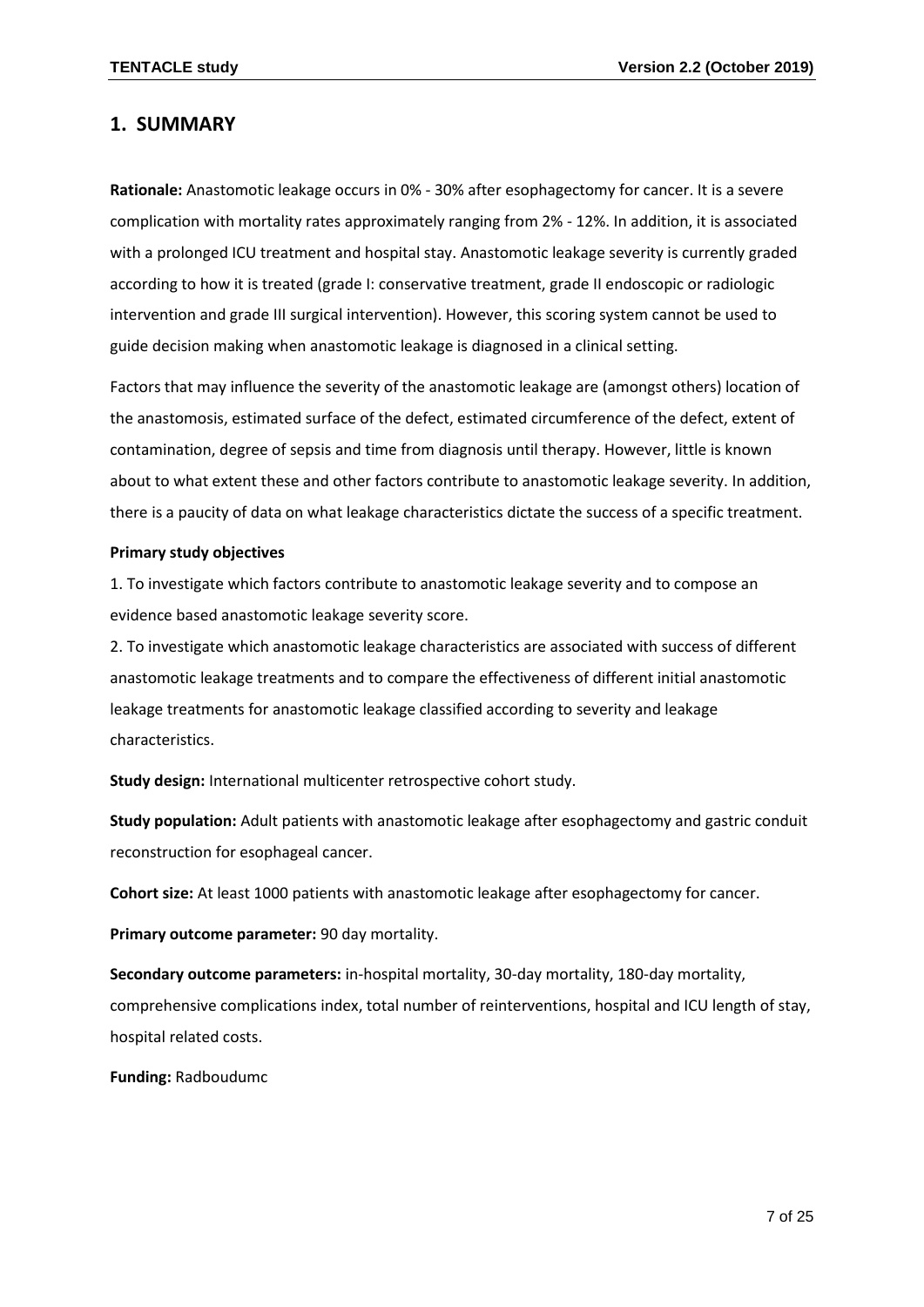## 1. SUMMARY

**Rationale:** Anastomotic leakage occurs in 0% - 30% after esophagectomy for cancer. It is a severe complication with mortality rates approximately ranging from 2% - 12%. In addition, it is associated with a prolonged ICU treatment and hospital stay. Anastomotic leakage severity is currently graded according to how it is treated (grade I: conservative treatment, grade II endoscopic or radiologic intervention and grade III surgical intervention). However, this scoring system cannot be used to guide decision making when anastomotic leakage is diagnosed in a clinical setting.

Factors that may influence the severity of the anastomotic leakage are (amongst others) location of the anastomosis, estimated surface of the defect, estimated circumference of the defect, extent of contamination, degree of sepsis and time from diagnosis until therapy. However, little is known about to what extent these and other factors contribute to anastomotic leakage severity. In addition, there is a paucity of data on what leakage characteristics dictate the success of a specific treatment.

**Primary study objectives**

1. To investigate which factors contribute to anastomotic leakage severity and to compose an evidence based anastomotic leakage severity score.
2. To investigate which anastomotic leakage characteristics are associated with success of different anastomotic leakage treatments and to compare the effectiveness of different initial anastomotic leakage treatments for anastomotic leakage classified according to severity and leakage characteristics.

**Study design:** International multicenter retrospective cohort study.

**Study population:** Adult patients with anastomotic leakage after esophagectomy and gastric conduit reconstruction for esophageal cancer.

**Cohort size:** At least 1000 patients with anastomotic leakage after esophagectomy for cancer.

**Primary outcome parameter:** 90 day mortality.

**Secondary outcome parameters:** in-hospital mortality, 30-day mortality, 180-day mortality, comprehensive complications index, total number of reinterventions, hospital and ICU length of stay, hospital related costs.

**Funding:** Radboudumc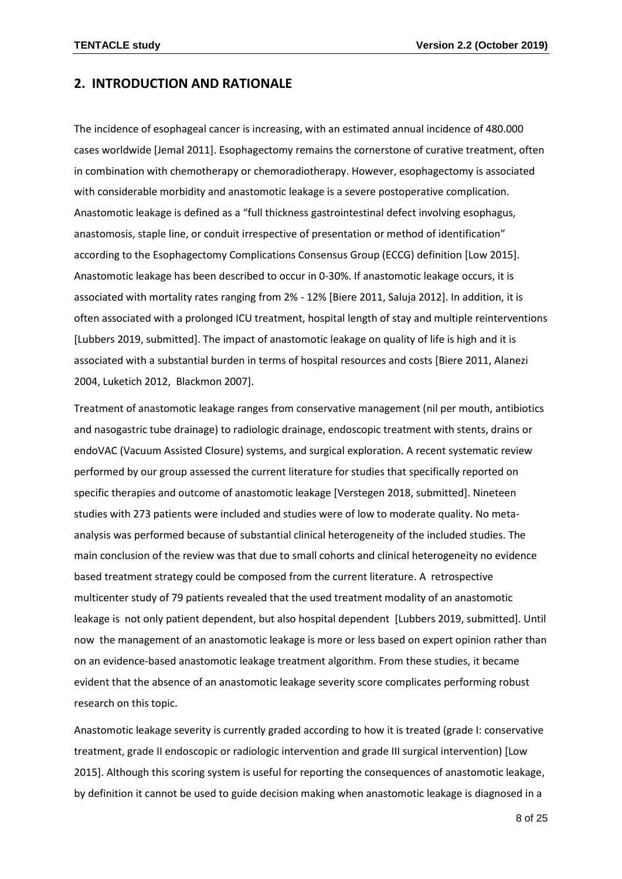## 2. INTRODUCTION AND RATIONALE

The incidence of esophageal cancer is increasing, with an estimated annual incidence of 480.000 cases worldwide [Jemal 2011]. Esophagectomy remains the cornerstone of curative treatment, often in combination with chemotherapy or chemoradiotherapy. However, esophagectomy is associated with considerable morbidity and anastomotic leakage is a severe postoperative complication. Anastomotic leakage is defined as a "full thickness gastrointestinal defect involving esophagus, anastomosis, staple line, or conduit irrespective of presentation or method of identification" according to the Esophagectomy Complications Consensus Group (ECCG) definition [Low 2015]. Anastomotic leakage has been described to occur in 0-30%. If anastomotic leakage occurs, it is associated with mortality rates ranging from 2% - 12% [Biere 2011, Saluja 2012]. In addition, it is often associated with a prolonged ICU treatment, hospital length of stay and multiple reinterventions [Lubbers 2019, submitted]. The impact of anastomotic leakage on quality of life is high and it is associated with a substantial burden in terms of hospital resources and costs [Biere 2011, Alanezi 2004, Luketich 2012, Blackmon 2007].

Treatment of anastomotic leakage ranges from conservative management (nil per mouth, antibiotics and nasogastric tube drainage) to radiologic drainage, endoscopic treatment with stents, drains or endoVAC (Vacuum Assisted Closure) systems, and surgical exploration. A recent systematic review performed by our group assessed the current literature for studies that specifically reported on specific therapies and outcome of anastomotic leakage [Verstegen 2018, submitted]. Nineteen studies with 273 patients were included and studies were of low to moderate quality. No meta-analysis was performed because of substantial clinical heterogeneity of the included studies. The main conclusion of the review was that due to small cohorts and clinical heterogeneity no evidence based treatment strategy could be composed from the current literature. A retrospective multicenter study of 79 patients revealed that the used treatment modality of an anastomotic leakage is not only patient dependent, but also hospital dependent [Lubbers 2019, submitted]. Until now the management of an anastomotic leakage is more or less based on expert opinion rather than on an evidence-based anastomotic leakage treatment algorithm. From these studies, it became evident that the absence of an anastomotic leakage severity score complicates performing robust research on this topic.

Anastomotic leakage severity is currently graded according to how it is treated (grade I: conservative treatment, grade II endoscopic or radiologic intervention and grade III surgical intervention) [Low 2015]. Although this scoring system is useful for reporting the consequences of anastomotic leakage, by definition it cannot be used to guide decision making when anastomotic leakage is diagnosed in a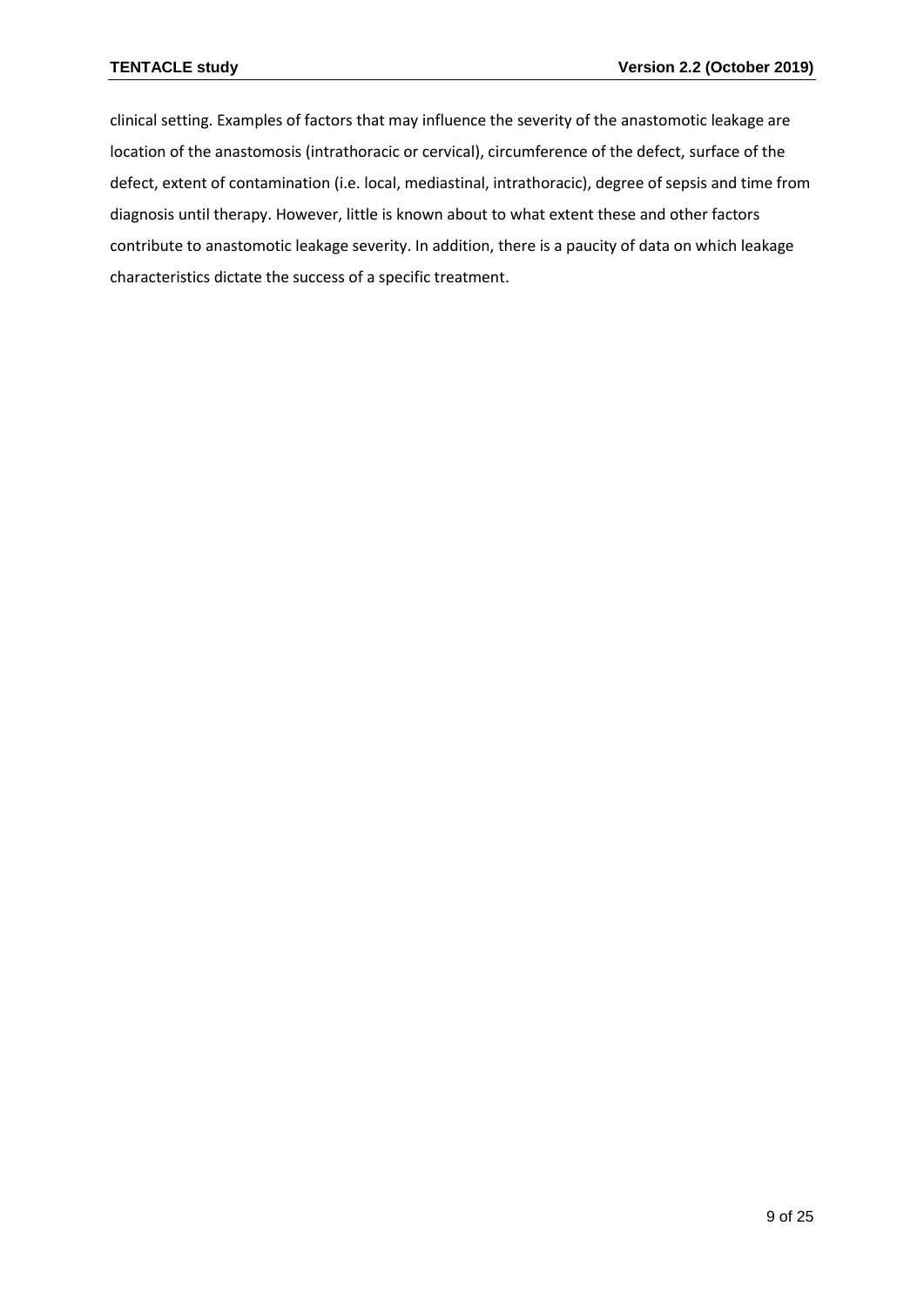clinical setting. Examples of factors that may influence the severity of the anastomotic leakage are location of the anastomosis (intrathoracic or cervical), circumference of the defect, surface of the defect, extent of contamination (i.e. local, mediastinal, intrathoracic), degree of sepsis and time from diagnosis until therapy. However, little is known about to what extent these and other factors contribute to anastomotic leakage severity. In addition, there is a paucity of data on which leakage characteristics dictate the success of a specific treatment.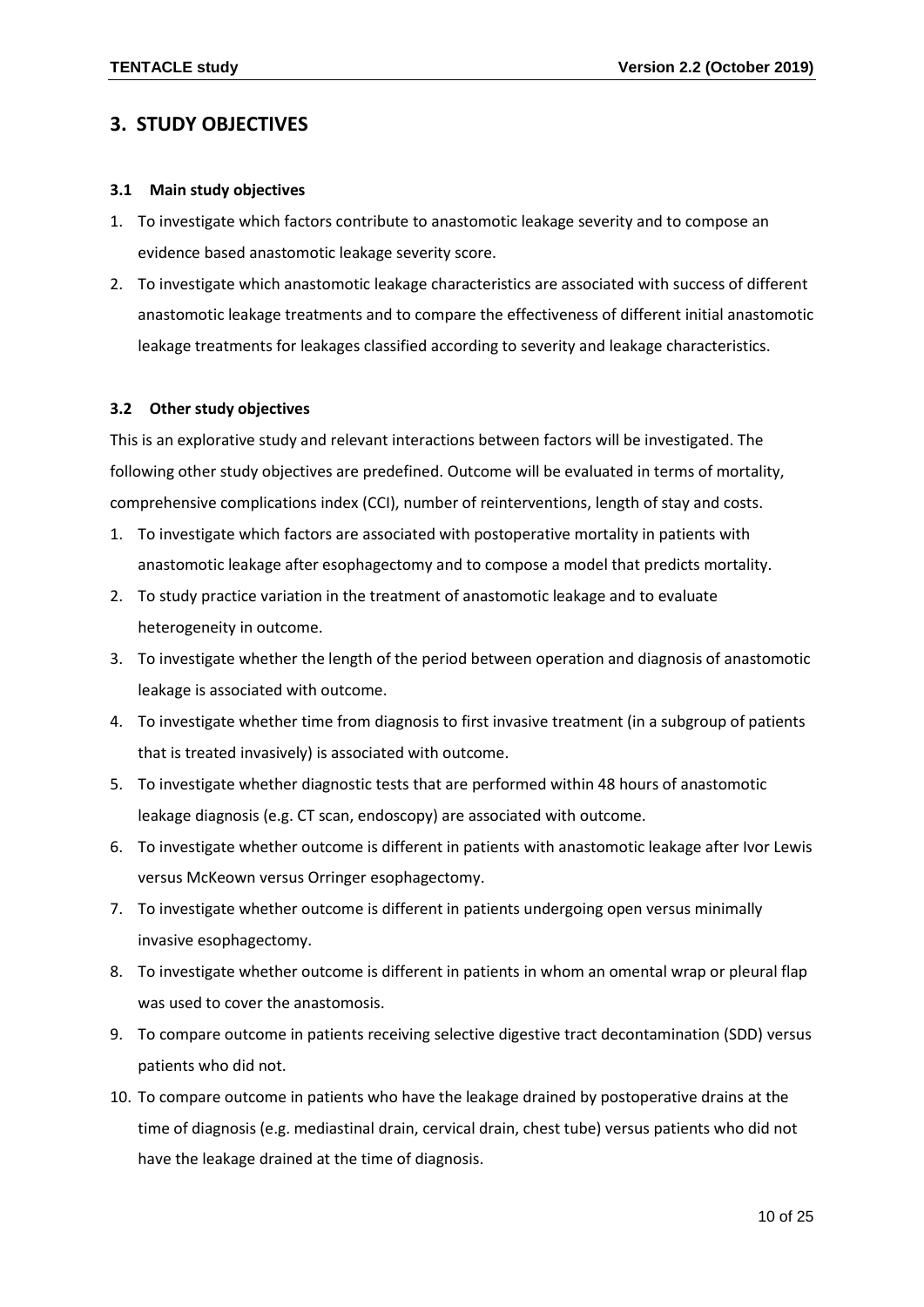## 3. STUDY OBJECTIVES

### 3.1 Main study objectives

1. To investigate which factors contribute to anastomotic leakage severity and to compose an evidence based anastomotic leakage severity score.
2. To investigate which anastomotic leakage characteristics are associated with success of different anastomotic leakage treatments and to compare the effectiveness of different initial anastomotic leakage treatments for leakages classified according to severity and leakage characteristics.

### 3.2 Other study objectives

This is an explorative study and relevant interactions between factors will be investigated. The following other study objectives are predefined. Outcome will be evaluated in terms of mortality, comprehensive complications index (CCI), number of reinterventions, length of stay and costs.

1. To investigate which factors are associated with postoperative mortality in patients with anastomotic leakage after esophagectomy and to compose a model that predicts mortality.
2. To study practice variation in the treatment of anastomotic leakage and to evaluate heterogeneity in outcome.
3. To investigate whether the length of the period between operation and diagnosis of anastomotic leakage is associated with outcome.
4. To investigate whether time from diagnosis to first invasive treatment (in a subgroup of patients that is treated invasively) is associated with outcome.
5. To investigate whether diagnostic tests that are performed within 48 hours of anastomotic leakage diagnosis (e.g. CT scan, endoscopy) are associated with outcome.
6. To investigate whether outcome is different in patients with anastomotic leakage after Ivor Lewis versus McKeown versus Orringer esophagectomy.
7. To investigate whether outcome is different in patients undergoing open versus minimally invasive esophagectomy.
8. To investigate whether outcome is different in patients in whom an omental wrap or pleural flap was used to cover the anastomosis.
9. To compare outcome in patients receiving selective digestive tract decontamination (SDD) versus patients who did not.
10. To compare outcome in patients who have the leakage drained by postoperative drains at the time of diagnosis (e.g. mediastinal drain, cervical drain, chest tube) versus patients who did not have the leakage drained at the time of diagnosis.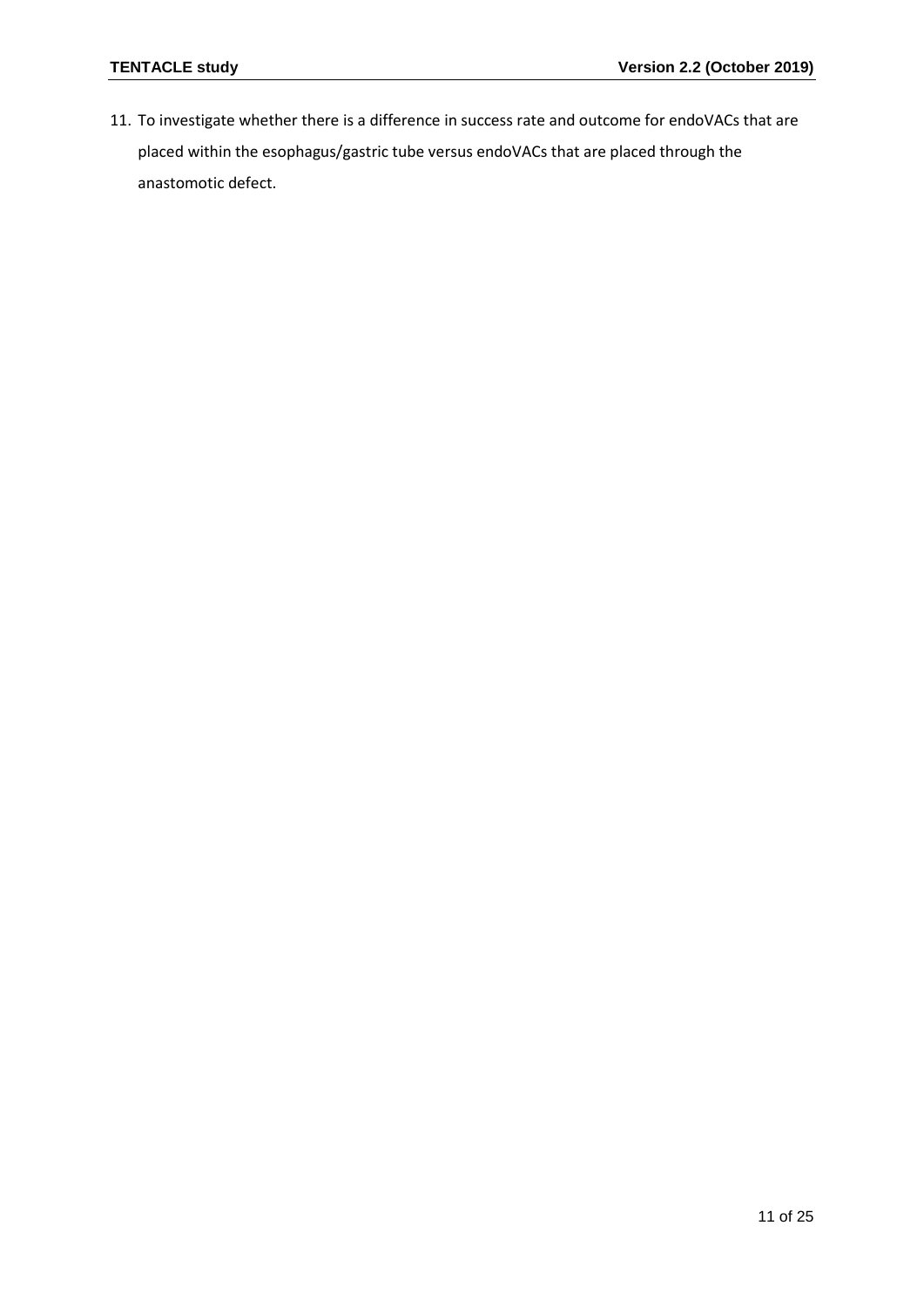11. To investigate whether there is a difference in success rate and outcome for endoVACs that are placed within the esophagus/gastric tube versus endoVACs that are placed through the anastomotic defect.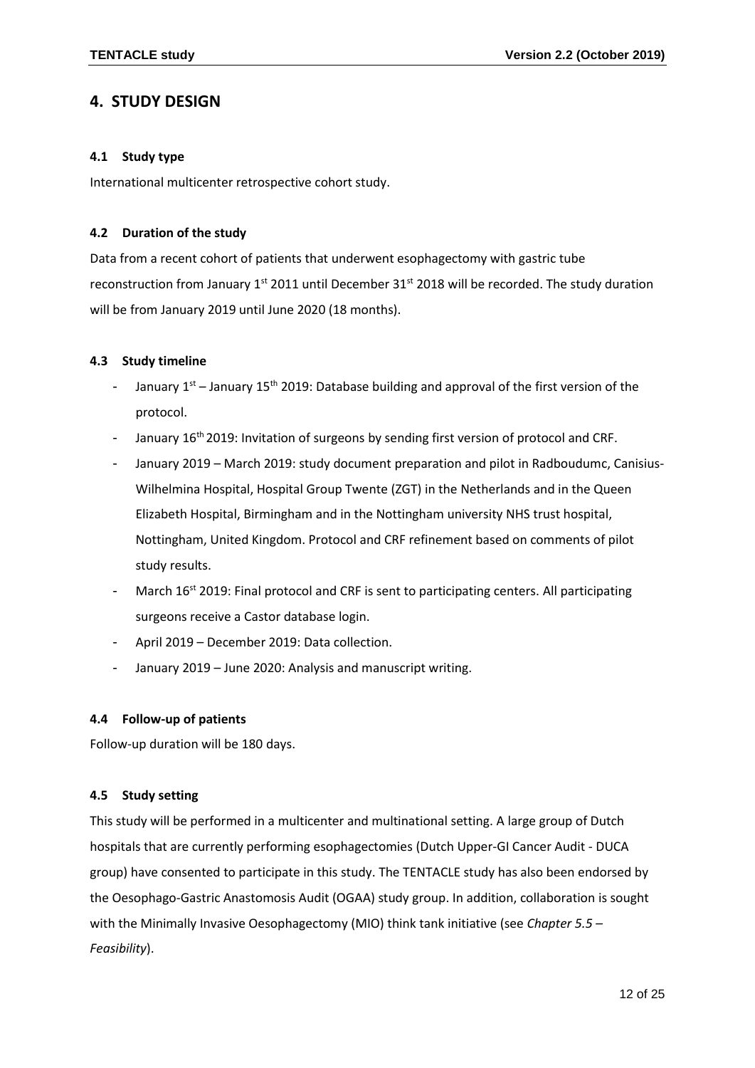## 4. STUDY DESIGN

### 4.1 Study type

International multicenter retrospective cohort study.

### 4.2 Duration of the study

Data from a recent cohort of patients that underwent esophagectomy with gastric tube reconstruction from January 1st 2011 until December 31st 2018 will be recorded. The study duration will be from January 2019 until June 2020 (18 months).

### 4.3 Study timeline

- January 1st – January 15th 2019: Database building and approval of the first version of the protocol.
- January 16th 2019: Invitation of surgeons by sending first version of protocol and CRF.
- January 2019 – March 2019: study document preparation and pilot in Radboudumc, Canisius-Wilhelmina Hospital, Hospital Group Twente (ZGT) in the Netherlands and in the Queen Elizabeth Hospital, Birmingham and in the Nottingham university NHS trust hospital, Nottingham, United Kingdom. Protocol and CRF refinement based on comments of pilot study results.
- March 16st 2019: Final protocol and CRF is sent to participating centers. All participating surgeons receive a Castor database login.
- April 2019 – December 2019: Data collection.
- January 2019 – June 2020: Analysis and manuscript writing.

### 4.4 Follow-up of patients

Follow-up duration will be 180 days.

### 4.5 Study setting

This study will be performed in a multicenter and multinational setting. A large group of Dutch hospitals that are currently performing esophagectomies (Dutch Upper-GI Cancer Audit - DUCA group) have consented to participate in this study. The TENTACLE study has also been endorsed by the Oesophago-Gastric Anastomosis Audit (OGAA) study group. In addition, collaboration is sought with the Minimally Invasive Oesophagectomy (MIO) think tank initiative (see *Chapter 5.5 – Feasibility*).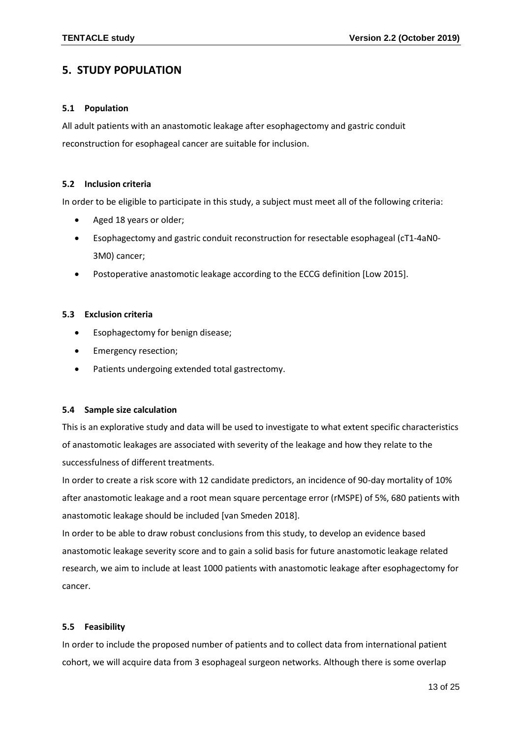# 5. STUDY POPULATION

### 5.1 Population

All adult patients with an anastomotic leakage after esophagectomy and gastric conduit reconstruction for esophageal cancer are suitable for inclusion.

### 5.2 Inclusion criteria

In order to be eligible to participate in this study, a subject must meet all of the following criteria:

- Aged 18 years or older;
- Esophagectomy and gastric conduit reconstruction for resectable esophageal (cT1-4aN0-3M0) cancer;
- Postoperative anastomotic leakage according to the ECCG definition [Low 2015].

### 5.3 Exclusion criteria

- Esophagectomy for benign disease;
- Emergency resection;
- Patients undergoing extended total gastrectomy.

### 5.4 Sample size calculation

This is an explorative study and data will be used to investigate to what extent specific characteristics of anastomotic leakages are associated with severity of the leakage and how they relate to the successfulness of different treatments.

In order to create a risk score with 12 candidate predictors, an incidence of 90-day mortality of 10% after anastomotic leakage and a root mean square percentage error (rMSPE) of 5%, 680 patients with anastomotic leakage should be included [van Smeden 2018].

In order to be able to draw robust conclusions from this study, to develop an evidence based anastomotic leakage severity score and to gain a solid basis for future anastomotic leakage related research, we aim to include at least 1000 patients with anastomotic leakage after esophagectomy for cancer.

### 5.5 Feasibility

In order to include the proposed number of patients and to collect data from international patient cohort, we will acquire data from 3 esophageal surgeon networks. Although there is some overlap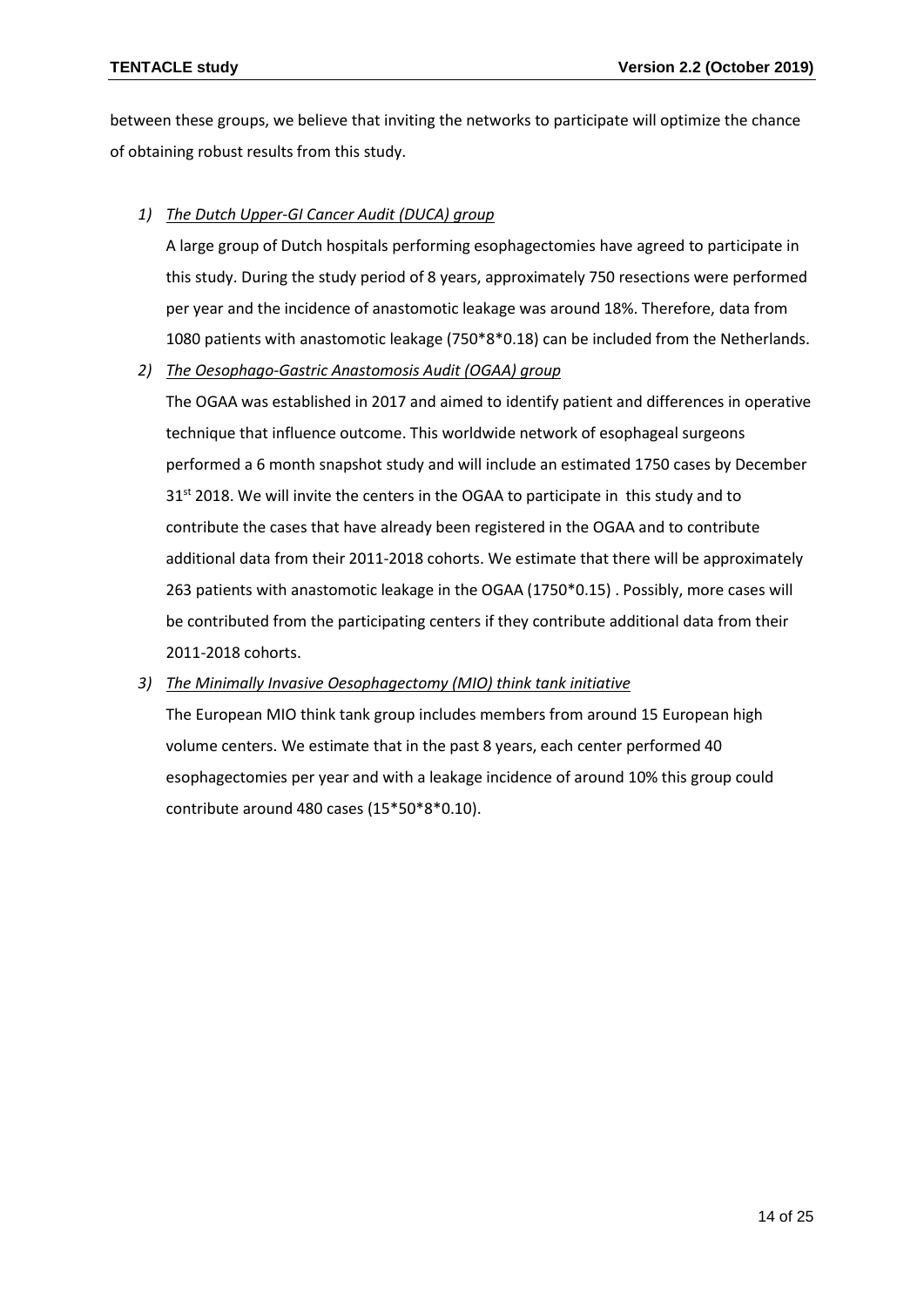between these groups, we believe that inviting the networks to participate will optimize the chance of obtaining robust results from this study.

1) *The Dutch Upper-GI Cancer Audit (DUCA) group*

   A large group of Dutch hospitals performing esophagectomies have agreed to participate in this study. During the study period of 8 years, approximately 750 resections were performed per year and the incidence of anastomotic leakage was around 18%. Therefore, data from 1080 patients with anastomotic leakage (750*8*0.18) can be included from the Netherlands.

2) *The Oesophago-Gastric Anastomosis Audit (OGAA) group*

   The OGAA was established in 2017 and aimed to identify patient and differences in operative technique that influence outcome. This worldwide network of esophageal surgeons performed a 6 month snapshot study and will include an estimated 1750 cases by December 31st 2018. We will invite the centers in the OGAA to participate in this study and to contribute the cases that have already been registered in the OGAA and to contribute additional data from their 2011-2018 cohorts. We estimate that there will be approximately 263 patients with anastomotic leakage in the OGAA (1750*0.15) . Possibly, more cases will be contributed from the participating centers if they contribute additional data from their 2011-2018 cohorts.

3) *The Minimally Invasive Oesophagectomy (MIO) think tank initiative*

   The European MIO think tank group includes members from around 15 European high volume centers. We estimate that in the past 8 years, each center performed 40 esophagectomies per year and with a leakage incidence of around 10% this group could contribute around 480 cases (15*50*8*0.10).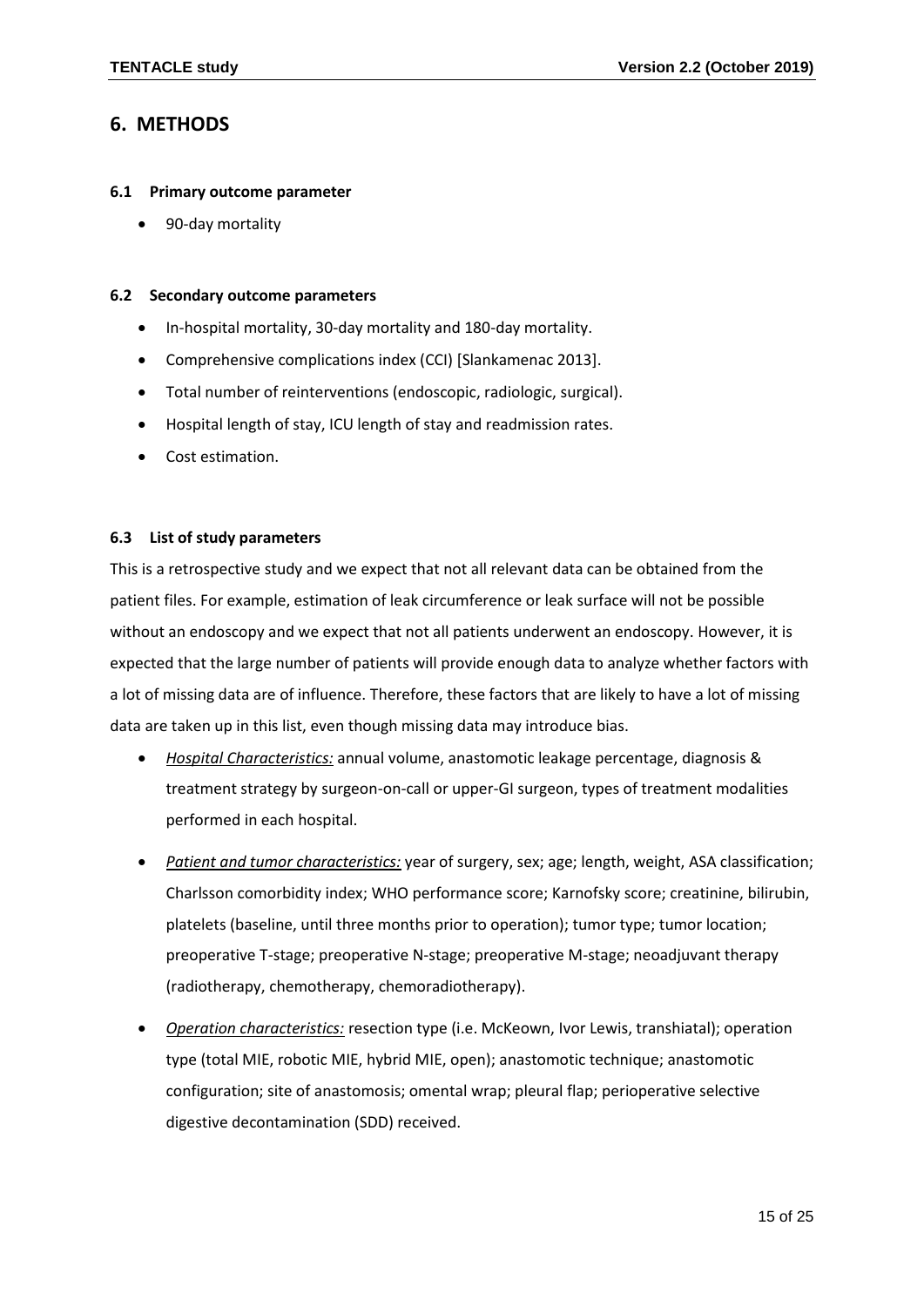# 6. METHODS

### 6.1 Primary outcome parameter

- 90-day mortality

### 6.2 Secondary outcome parameters

- In-hospital mortality, 30-day mortality and 180-day mortality.
- Comprehensive complications index (CCI) [Slankamenac 2013].
- Total number of reinterventions (endoscopic, radiologic, surgical).
- Hospital length of stay, ICU length of stay and readmission rates.
- Cost estimation.

### 6.3 List of study parameters

This is a retrospective study and we expect that not all relevant data can be obtained from the patient files. For example, estimation of leak circumference or leak surface will not be possible without an endoscopy and we expect that not all patients underwent an endoscopy. However, it is expected that the large number of patients will provide enough data to analyze whether factors with a lot of missing data are of influence. Therefore, these factors that are likely to have a lot of missing data are taken up in this list, even though missing data may introduce bias.

- *Hospital Characteristics:* annual volume, anastomotic leakage percentage, diagnosis & treatment strategy by surgeon-on-call or upper-GI surgeon, types of treatment modalities performed in each hospital.
- *Patient and tumor characteristics:* year of surgery, sex; age; length, weight, ASA classification; Charlsson comorbidity index; WHO performance score; Karnofsky score; creatinine, bilirubin, platelets (baseline, until three months prior to operation); tumor type; tumor location; preoperative T-stage; preoperative N-stage; preoperative M-stage; neoadjuvant therapy (radiotherapy, chemotherapy, chemoradiotherapy).
- *Operation characteristics:* resection type (i.e. McKeown, Ivor Lewis, transhiatal); operation type (total MIE, robotic MIE, hybrid MIE, open); anastomotic technique; anastomotic configuration; site of anastomosis; omental wrap; pleural flap; perioperative selective digestive decontamination (SDD) received.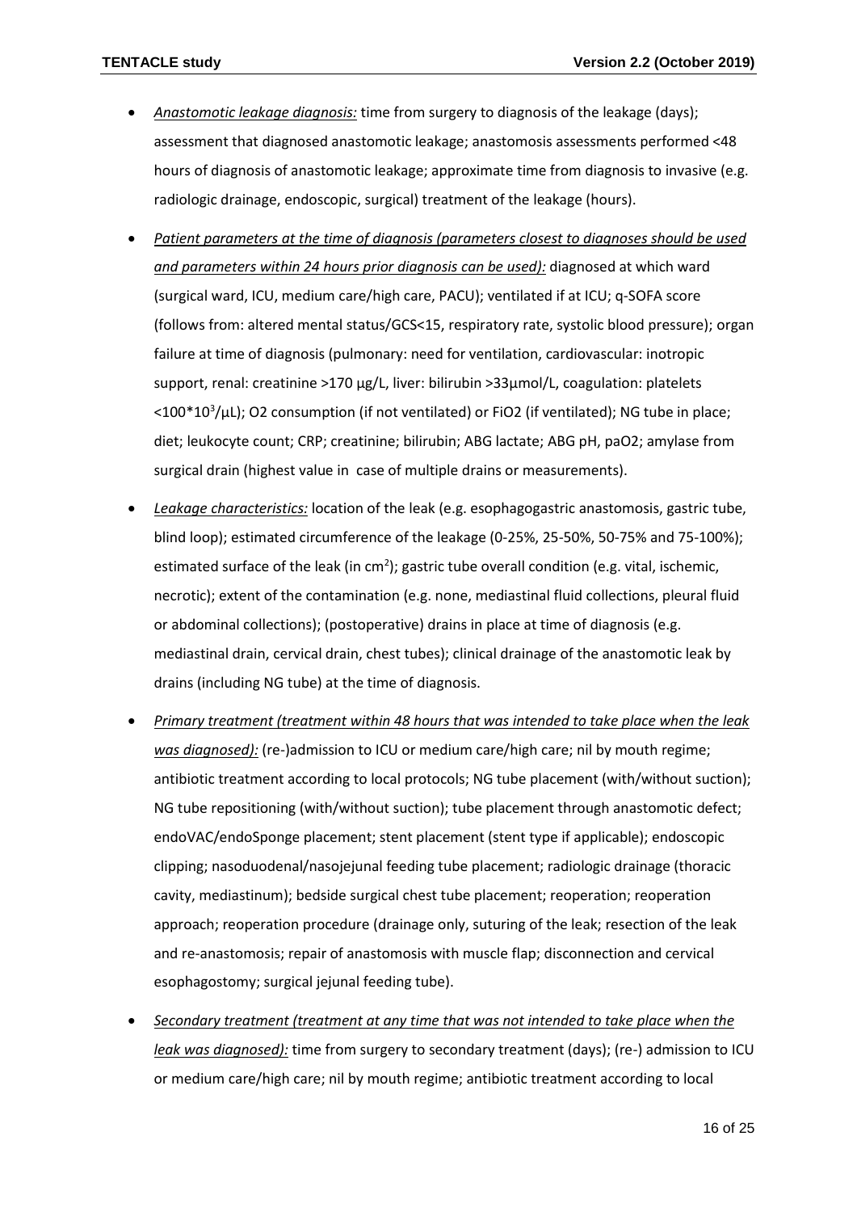- ***Anastomotic leakage diagnosis:*** time from surgery to diagnosis of the leakage (days); assessment that diagnosed anastomotic leakage; anastomosis assessments performed <48 hours of diagnosis of anastomotic leakage; approximate time from diagnosis to invasive (e.g. radiologic drainage, endoscopic, surgical) treatment of the leakage (hours).

- ***Patient parameters at the time of diagnosis (parameters closest to diagnoses should be used and parameters within 24 hours prior diagnosis can be used):*** diagnosed at which ward (surgical ward, ICU, medium care/high care, PACU); ventilated if at ICU; q-SOFA score (follows from: altered mental status/GCS<15, respiratory rate, systolic blood pressure); organ failure at time of diagnosis (pulmonary: need for ventilation, cardiovascular: inotropic support, renal: creatinine >170 µg/L, liver: bilirubin >33µmol/L, coagulation: platelets <$100*10^3$/µL); O2 consumption (if not ventilated) or FiO2 (if ventilated); NG tube in place; diet; leukocyte count; CRP; creatinine; bilirubin; ABG lactate; ABG pH, paO2; amylase from surgical drain (highest value in case of multiple drains or measurements).

- ***Leakage characteristics:*** location of the leak (e.g. esophagogastric anastomosis, gastric tube, blind loop); estimated circumference of the leakage (0-25%, 25-50%, 50-75% and 75-100%); estimated surface of the leak (in $cm^2$); gastric tube overall condition (e.g. vital, ischemic, necrotic); extent of the contamination (e.g. none, mediastinal fluid collections, pleural fluid or abdominal collections); (postoperative) drains in place at time of diagnosis (e.g. mediastinal drain, cervical drain, chest tubes); clinical drainage of the anastomotic leak by drains (including NG tube) at the time of diagnosis.

- ***Primary treatment (treatment within 48 hours that was intended to take place when the leak was diagnosed):*** (re-)admission to ICU or medium care/high care; nil by mouth regime; antibiotic treatment according to local protocols; NG tube placement (with/without suction); NG tube repositioning (with/without suction); tube placement through anastomotic defect; endoVAC/endoSponge placement; stent placement (stent type if applicable); endoscopic clipping; nasoduodenal/nasojejunal feeding tube placement; radiologic drainage (thoracic cavity, mediastinum); bedside surgical chest tube placement; reoperation; reoperation approach; reoperation procedure (drainage only, suturing of the leak; resection of the leak and re-anastomosis; repair of anastomosis with muscle flap; disconnection and cervical esophagostomy; surgical jejunal feeding tube).

- ***Secondary treatment (treatment at any time that was not intended to take place when the leak was diagnosed):*** time from surgery to secondary treatment (days); (re-) admission to ICU or medium care/high care; nil by mouth regime; antibiotic treatment according to local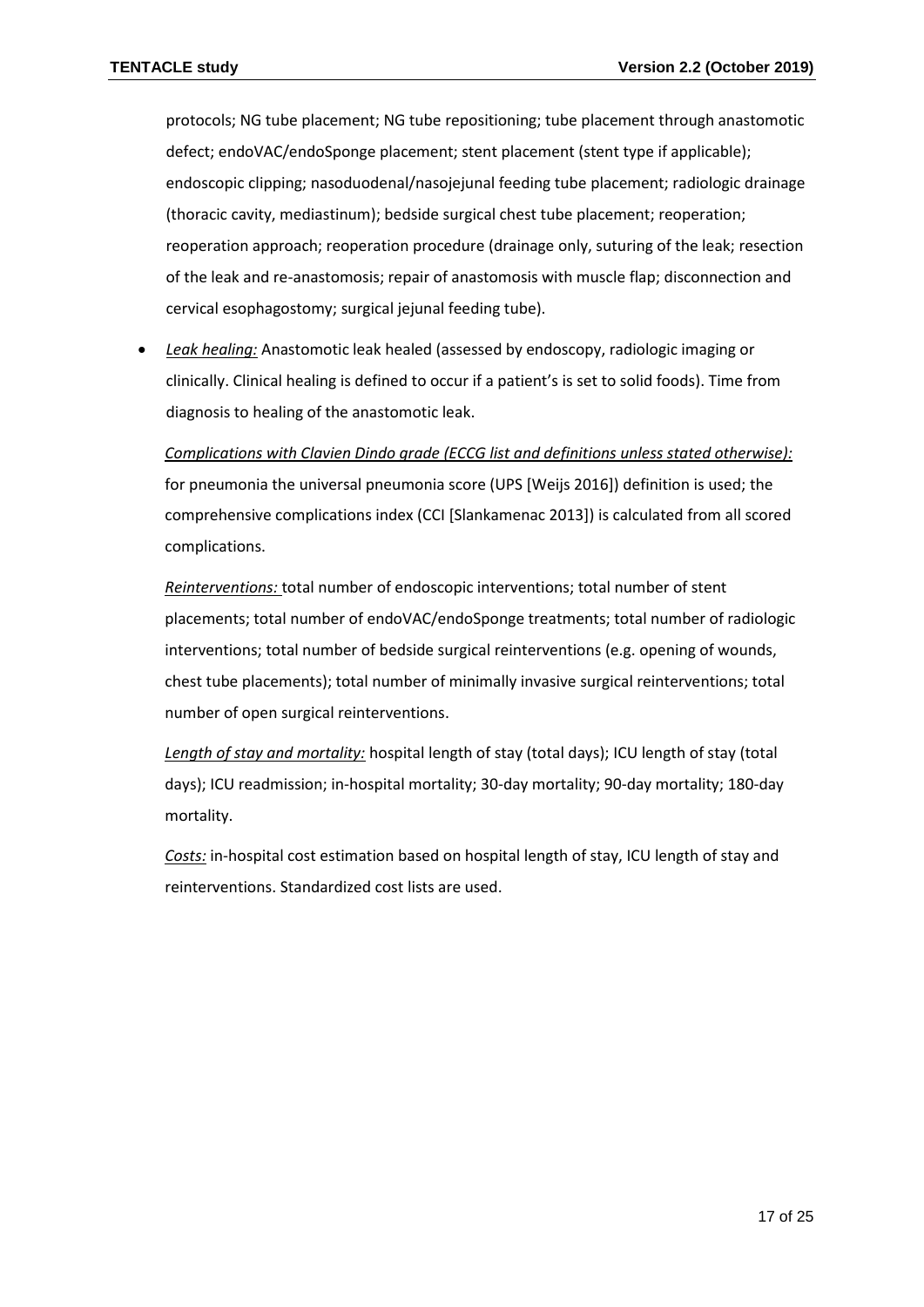protocols; NG tube placement; NG tube repositioning; tube placement through anastomotic defect; endoVAC/endoSponge placement; stent placement (stent type if applicable); endoscopic clipping; nasoduodenal/nasojejunal feeding tube placement; radiologic drainage (thoracic cavity, mediastinum); bedside surgical chest tube placement; reoperation; reoperation approach; reoperation procedure (drainage only, suturing of the leak; resection of the leak and re-anastomosis; repair of anastomosis with muscle flap; disconnection and cervical esophagostomy; surgical jejunal feeding tube).

- *Leak healing:* Anastomotic leak healed (assessed by endoscopy, radiologic imaging or clinically. Clinical healing is defined to occur if a patient's is set to solid foods). Time from diagnosis to healing of the anastomotic leak.

  *Complications with Clavien Dindo grade (ECCG list and definitions unless stated otherwise):* for pneumonia the universal pneumonia score (UPS [Weijs 2016]) definition is used; the comprehensive complications index (CCI [Slankamenac 2013]) is calculated from all scored complications.

  *Reinterventions:* total number of endoscopic interventions; total number of stent placements; total number of endoVAC/endoSponge treatments; total number of radiologic interventions; total number of bedside surgical reinterventions (e.g. opening of wounds, chest tube placements); total number of minimally invasive surgical reinterventions; total number of open surgical reinterventions.

  *Length of stay and mortality:* hospital length of stay (total days); ICU length of stay (total days); ICU readmission; in-hospital mortality; 30-day mortality; 90-day mortality; 180-day mortality.

  *Costs:* in-hospital cost estimation based on hospital length of stay, ICU length of stay and reinterventions. Standardized cost lists are used.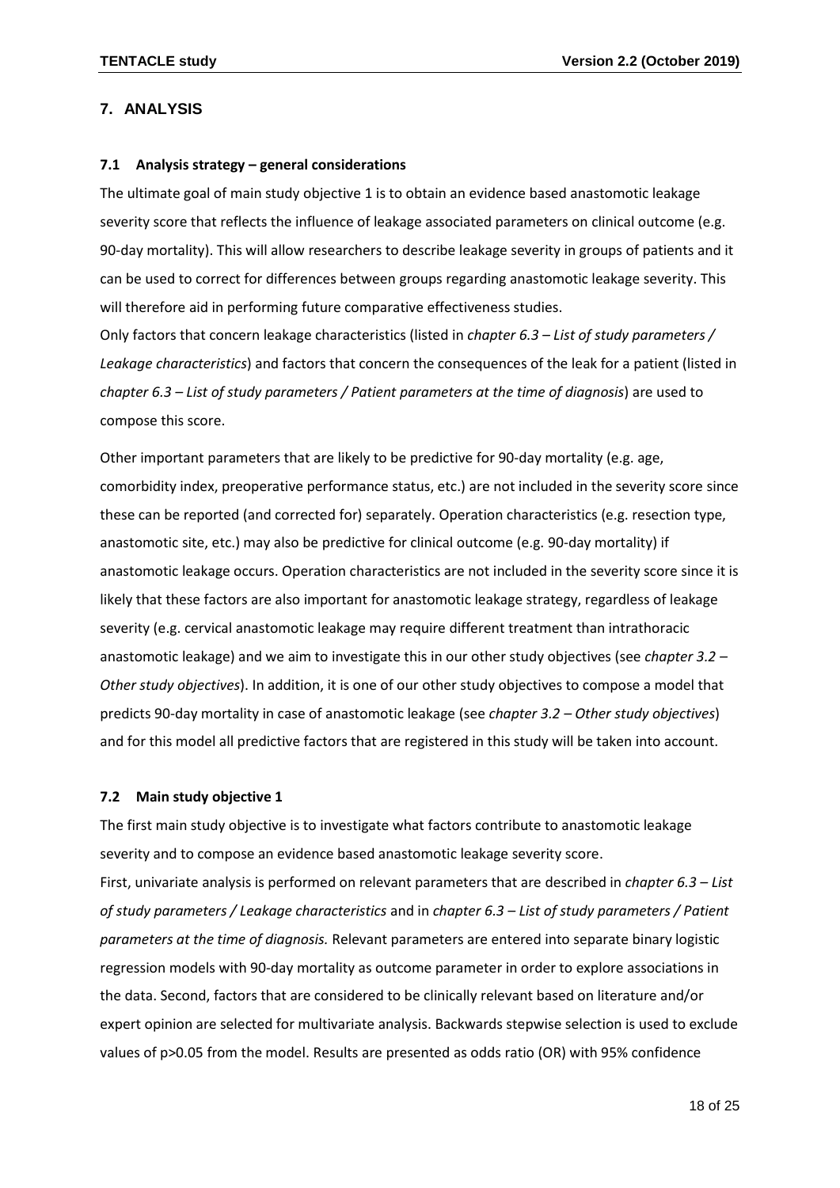## 7. ANALYSIS

### 7.1 Analysis strategy – general considerations

The ultimate goal of main study objective 1 is to obtain an evidence based anastomotic leakage severity score that reflects the influence of leakage associated parameters on clinical outcome (e.g. 90-day mortality). This will allow researchers to describe leakage severity in groups of patients and it can be used to correct for differences between groups regarding anastomotic leakage severity. This will therefore aid in performing future comparative effectiveness studies.
Only factors that concern leakage characteristics (listed in *chapter 6.3 – List of study parameters / Leakage characteristics*) and factors that concern the consequences of the leak for a patient (listed in *chapter 6.3 – List of study parameters / Patient parameters at the time of diagnosis*) are used to compose this score.

Other important parameters that are likely to be predictive for 90-day mortality (e.g. age, comorbidity index, preoperative performance status, etc.) are not included in the severity score since these can be reported (and corrected for) separately. Operation characteristics (e.g. resection type, anastomotic site, etc.) may also be predictive for clinical outcome (e.g. 90-day mortality) if anastomotic leakage occurs. Operation characteristics are not included in the severity score since it is likely that these factors are also important for anastomotic leakage strategy, regardless of leakage severity (e.g. cervical anastomotic leakage may require different treatment than intrathoracic anastomotic leakage) and we aim to investigate this in our other study objectives (see *chapter 3.2 – Other study objectives*). In addition, it is one of our other study objectives to compose a model that predicts 90-day mortality in case of anastomotic leakage (see *chapter 3.2 – Other study objectives*) and for this model all predictive factors that are registered in this study will be taken into account.

### 7.2 Main study objective 1

The first main study objective is to investigate what factors contribute to anastomotic leakage severity and to compose an evidence based anastomotic leakage severity score.
First, univariate analysis is performed on relevant parameters that are described in *chapter 6.3 – List of study parameters / Leakage characteristics* and in *chapter 6.3 – List of study parameters / Patient parameters at the time of diagnosis.* Relevant parameters are entered into separate binary logistic regression models with 90-day mortality as outcome parameter in order to explore associations in the data. Second, factors that are considered to be clinically relevant based on literature and/or expert opinion are selected for multivariate analysis. Backwards stepwise selection is used to exclude values of $p>0.05$ from the model. Results are presented as odds ratio (OR) with 95% confidence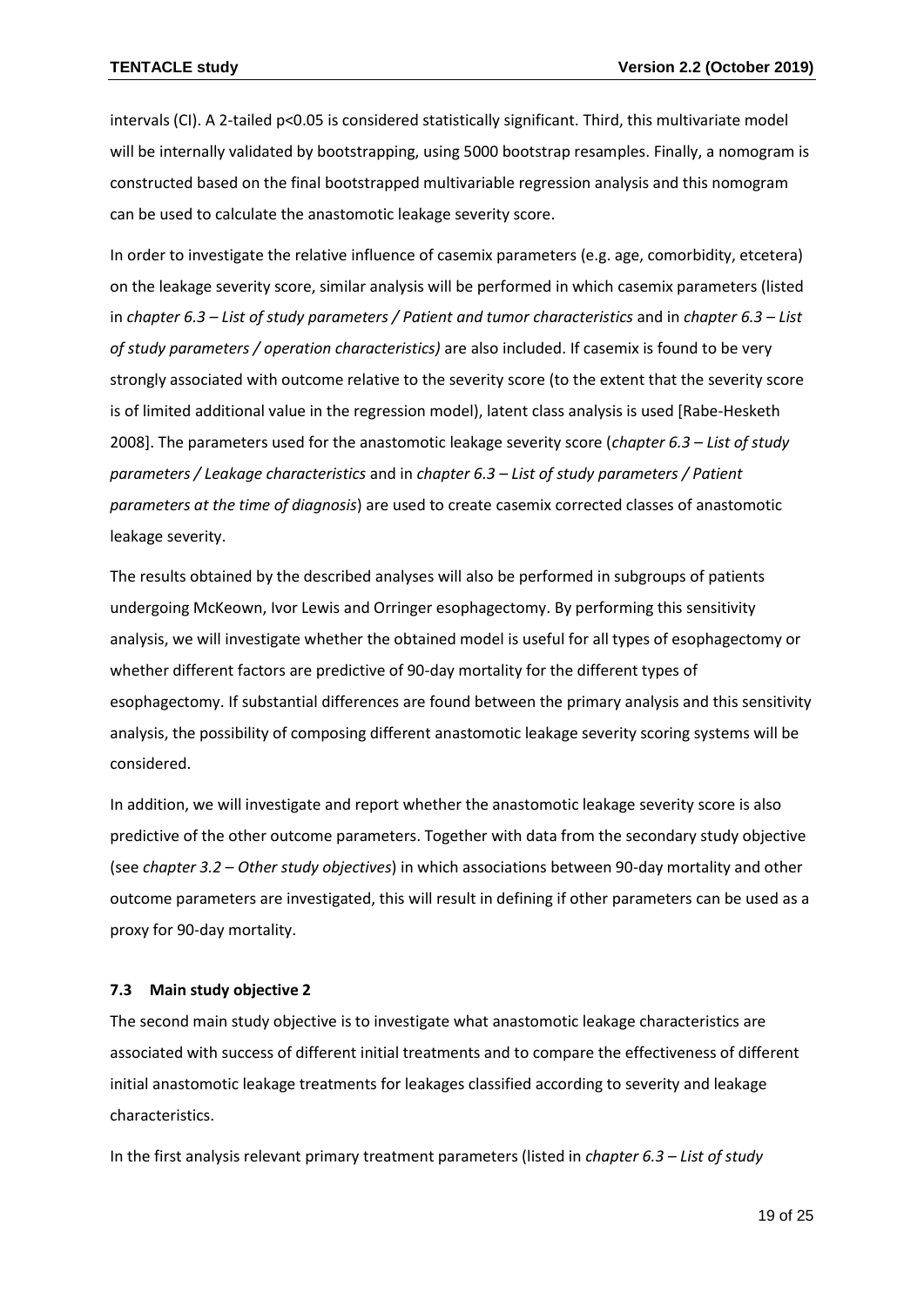intervals (CI). A 2-tailed $p<0.05$ is considered statistically significant. Third, this multivariate model will be internally validated by bootstrapping, using 5000 bootstrap resamples. Finally, a nomogram is constructed based on the final bootstrapped multivariable regression analysis and this nomogram can be used to calculate the anastomotic leakage severity score.

In order to investigate the relative influence of casemix parameters (e.g. age, comorbidity, etcetera) on the leakage severity score, similar analysis will be performed in which casemix parameters (listed in *chapter 6.3 – List of study parameters / Patient and tumor characteristics* and in *chapter 6.3 – List of study parameters / operation characteristics)* are also included. If casemix is found to be very strongly associated with outcome relative to the severity score (to the extent that the severity score is of limited additional value in the regression model), latent class analysis is used [Rabe-Hesketh 2008]. The parameters used for the anastomotic leakage severity score (*chapter 6.3 – List of study parameters / Leakage characteristics* and in *chapter 6.3 – List of study parameters / Patient parameters at the time of diagnosis*) are used to create casemix corrected classes of anastomotic leakage severity.

The results obtained by the described analyses will also be performed in subgroups of patients undergoing McKeown, Ivor Lewis and Orringer esophagectomy. By performing this sensitivity analysis, we will investigate whether the obtained model is useful for all types of esophagectomy or whether different factors are predictive of 90-day mortality for the different types of esophagectomy. If substantial differences are found between the primary analysis and this sensitivity analysis, the possibility of composing different anastomotic leakage severity scoring systems will be considered.

In addition, we will investigate and report whether the anastomotic leakage severity score is also predictive of the other outcome parameters. Together with data from the secondary study objective (see *chapter 3.2 – Other study objectives*) in which associations between 90-day mortality and other outcome parameters are investigated, this will result in defining if other parameters can be used as a proxy for 90-day mortality.

### 7.3 Main study objective 2

The second main study objective is to investigate what anastomotic leakage characteristics are associated with success of different initial treatments and to compare the effectiveness of different initial anastomotic leakage treatments for leakages classified according to severity and leakage characteristics.

In the first analysis relevant primary treatment parameters (listed in *chapter 6.3 – List of study*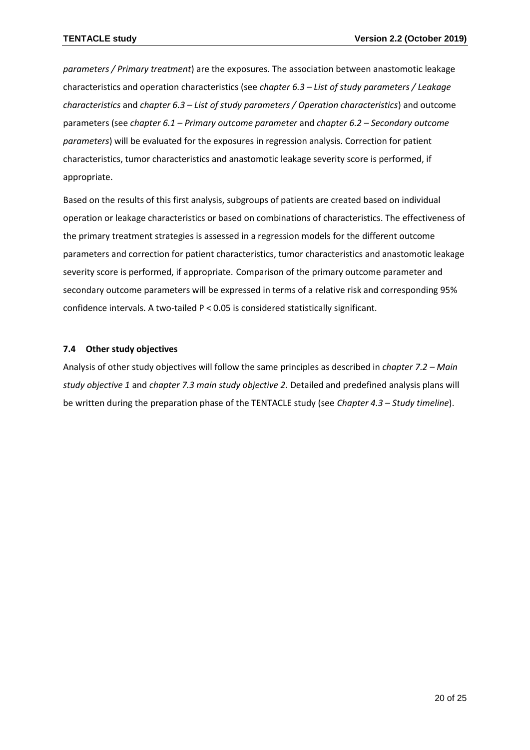*parameters / Primary treatment*) are the exposures. The association between anastomotic leakage characteristics and operation characteristics (see *chapter 6.3 – List of study parameters / Leakage characteristics* and *chapter 6.3 – List of study parameters / Operation characteristics*) and outcome parameters (see *chapter 6.1 – Primary outcome parameter* and *chapter 6.2 – Secondary outcome parameters*) will be evaluated for the exposures in regression analysis. Correction for patient characteristics, tumor characteristics and anastomotic leakage severity score is performed, if appropriate.

Based on the results of this first analysis, subgroups of patients are created based on individual operation or leakage characteristics or based on combinations of characteristics. The effectiveness of the primary treatment strategies is assessed in a regression models for the different outcome parameters and correction for patient characteristics, tumor characteristics and anastomotic leakage severity score is performed, if appropriate. Comparison of the primary outcome parameter and secondary outcome parameters will be expressed in terms of a relative risk and corresponding 95% confidence intervals. A two-tailed $P < 0.05$ is considered statistically significant.

### 7.4 Other study objectives

Analysis of other study objectives will follow the same principles as described in *chapter 7.2 – Main study objective 1* and *chapter 7.3 main study objective 2*. Detailed and predefined analysis plans will be written during the preparation phase of the TENTACLE study (see *Chapter 4.3 – Study timeline*).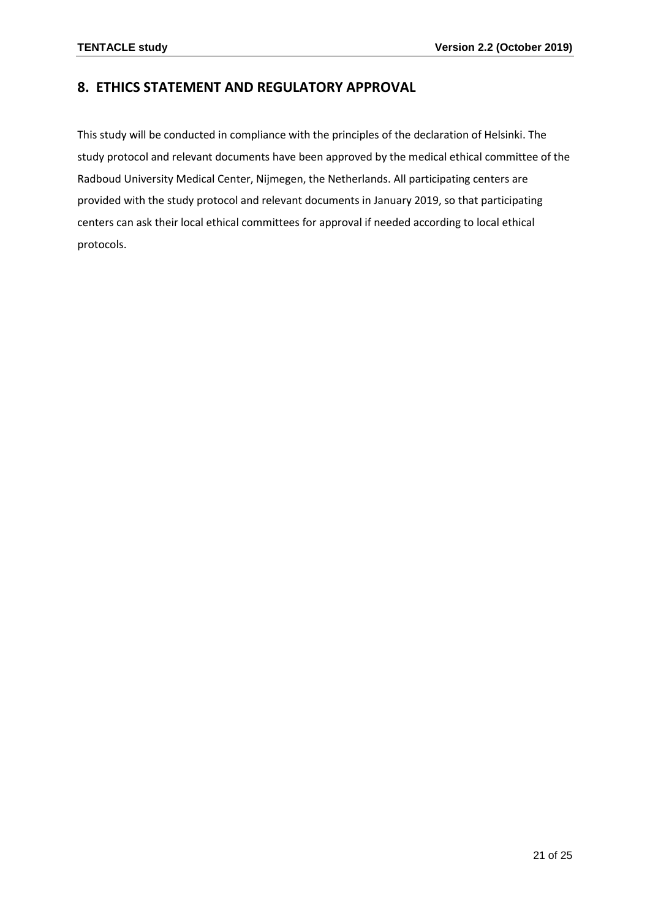## 8. ETHICS STATEMENT AND REGULATORY APPROVAL

This study will be conducted in compliance with the principles of the declaration of Helsinki. The study protocol and relevant documents have been approved by the medical ethical committee of the Radboud University Medical Center, Nijmegen, the Netherlands. All participating centers are provided with the study protocol and relevant documents in January 2019, so that participating centers can ask their local ethical committees for approval if needed according to local ethical protocols.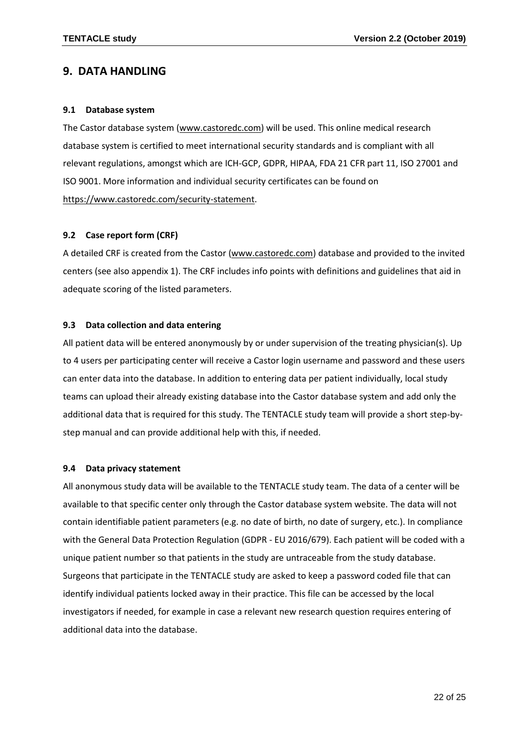## 9. DATA HANDLING

### 9.1 Database system

The Castor database system (www.castoredc.com) will be used. This online medical research database system is certified to meet international security standards and is compliant with all relevant regulations, amongst which are ICH-GCP, GDPR, HIPAA, FDA 21 CFR part 11, ISO 27001 and ISO 9001. More information and individual security certificates can be found on https://www.castoredc.com/security-statement.

### 9.2 Case report form (CRF)

A detailed CRF is created from the Castor (www.castoredc.com) database and provided to the invited centers (see also appendix 1). The CRF includes info points with definitions and guidelines that aid in adequate scoring of the listed parameters.

### 9.3 Data collection and data entering

All patient data will be entered anonymously by or under supervision of the treating physician(s). Up to 4 users per participating center will receive a Castor login username and password and these users can enter data into the database. In addition to entering data per patient individually, local study teams can upload their already existing database into the Castor database system and add only the additional data that is required for this study. The TENTACLE study team will provide a short step-by-step manual and can provide additional help with this, if needed.

### 9.4 Data privacy statement

All anonymous study data will be available to the TENTACLE study team. The data of a center will be available to that specific center only through the Castor database system website. The data will not contain identifiable patient parameters (e.g. no date of birth, no date of surgery, etc.). In compliance with the General Data Protection Regulation (GDPR - EU 2016/679). Each patient will be coded with a unique patient number so that patients in the study are untraceable from the study database. Surgeons that participate in the TENTACLE study are asked to keep a password coded file that can identify individual patients locked away in their practice. This file can be accessed by the local investigators if needed, for example in case a relevant new research question requires entering of additional data into the database.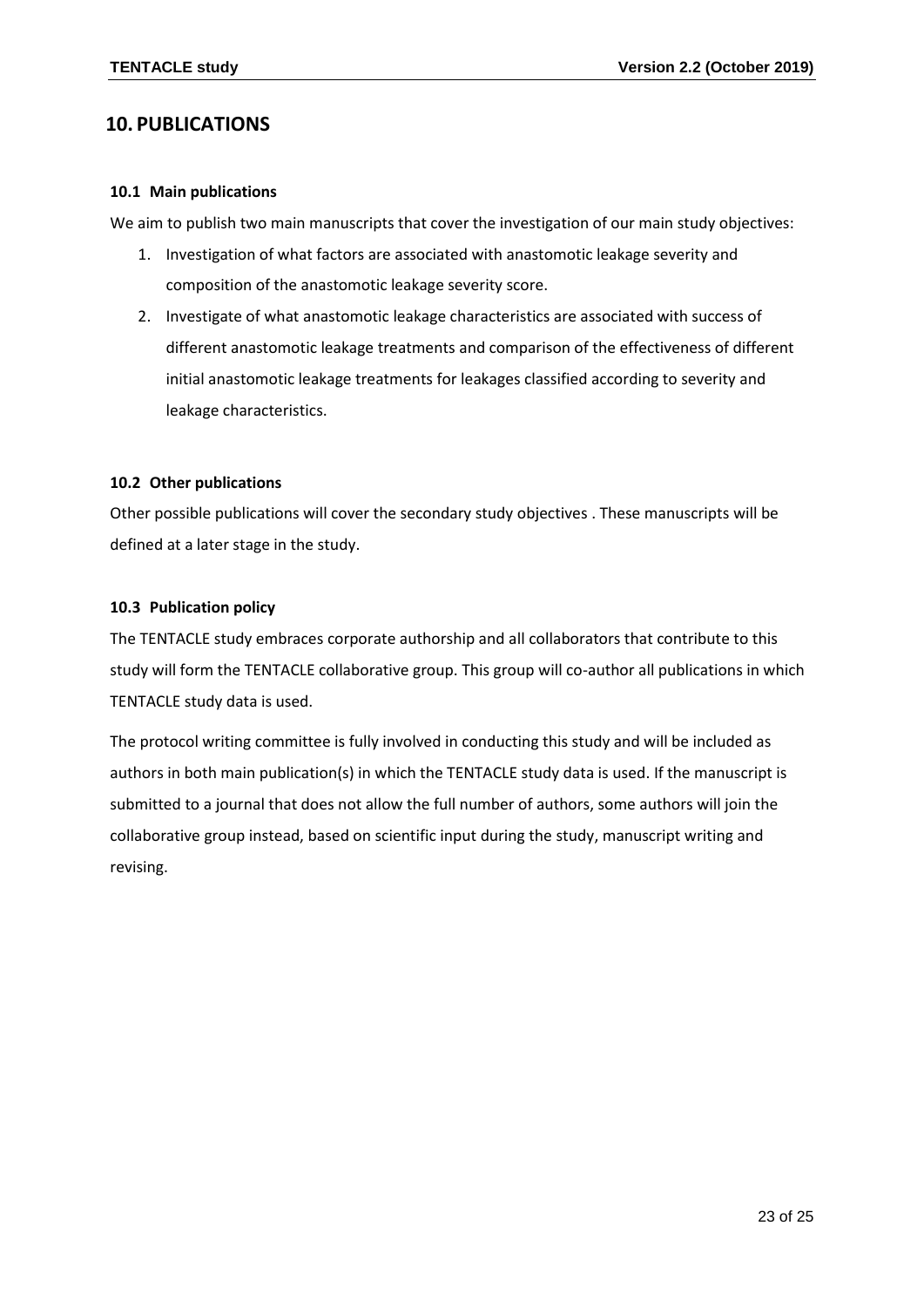# 10. PUBLICATIONS

### 10.1 Main publications

We aim to publish two main manuscripts that cover the investigation of our main study objectives:

1. Investigation of what factors are associated with anastomotic leakage severity and composition of the anastomotic leakage severity score.
2. Investigate of what anastomotic leakage characteristics are associated with success of different anastomotic leakage treatments and comparison of the effectiveness of different initial anastomotic leakage treatments for leakages classified according to severity and leakage characteristics.

### 10.2 Other publications

Other possible publications will cover the secondary study objectives . These manuscripts will be defined at a later stage in the study.

### 10.3 Publication policy

The TENTACLE study embraces corporate authorship and all collaborators that contribute to this study will form the TENTACLE collaborative group. This group will co-author all publications in which TENTACLE study data is used.

The protocol writing committee is fully involved in conducting this study and will be included as authors in both main publication(s) in which the TENTACLE study data is used. If the manuscript is submitted to a journal that does not allow the full number of authors, some authors will join the collaborative group instead, based on scientific input during the study, manuscript writing and revising.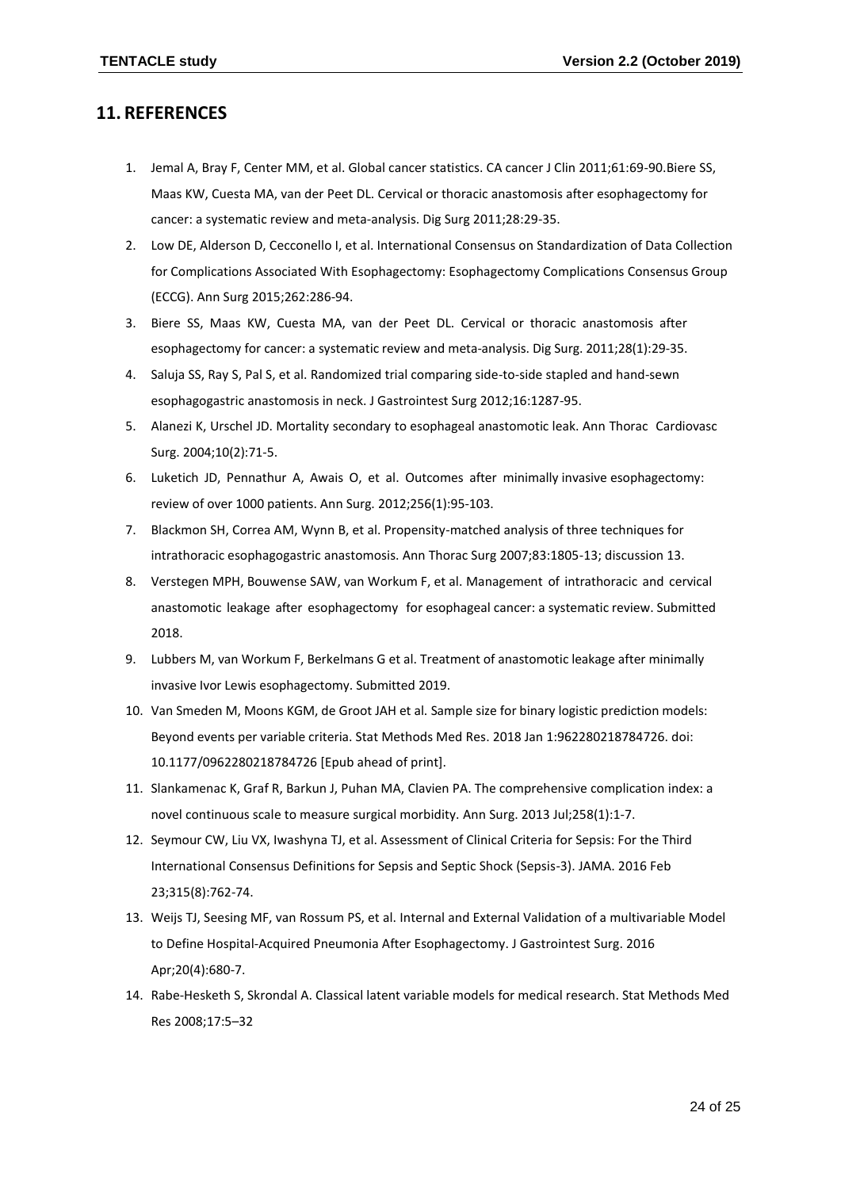## 11. REFERENCES

1. Jemal A, Bray F, Center MM, et al. Global cancer statistics. CA cancer J Clin 2011;61:69-90.Biere SS, Maas KW, Cuesta MA, van der Peet DL. Cervical or thoracic anastomosis after esophagectomy for cancer: a systematic review and meta-analysis. Dig Surg 2011;28:29-35.
2. Low DE, Alderson D, Cecconello I, et al. International Consensus on Standardization of Data Collection for Complications Associated With Esophagectomy: Esophagectomy Complications Consensus Group (ECCG). Ann Surg 2015;262:286-94.
3. Biere SS, Maas KW, Cuesta MA, van der Peet DL. Cervical or thoracic anastomosis after esophagectomy for cancer: a systematic review and meta-analysis. Dig Surg. 2011;28(1):29-35.
4. Saluja SS, Ray S, Pal S, et al. Randomized trial comparing side-to-side stapled and hand-sewn esophagogastric anastomosis in neck. J Gastrointest Surg 2012;16:1287-95.
5. Alanezi K, Urschel JD. Mortality secondary to esophageal anastomotic leak. Ann Thorac Cardiovasc Surg. 2004;10(2):71-5.
6. Luketich JD, Pennathur A, Awais O, et al. Outcomes after minimally invasive esophagectomy: review of over 1000 patients. Ann Surg. 2012;256(1):95-103.
7. Blackmon SH, Correa AM, Wynn B, et al. Propensity-matched analysis of three techniques for intrathoracic esophagogastric anastomosis. Ann Thorac Surg 2007;83:1805-13; discussion 13.
8. Verstegen MPH, Bouwense SAW, van Workum F, et al. Management of intrathoracic and cervical anastomotic leakage after esophagectomy for esophageal cancer: a systematic review. Submitted 2018.
9. Lubbers M, van Workum F, Berkelmans G et al. Treatment of anastomotic leakage after minimally invasive Ivor Lewis esophagectomy. Submitted 2019.
10. Van Smeden M, Moons KGM, de Groot JAH et al. Sample size for binary logistic prediction models: Beyond events per variable criteria. Stat Methods Med Res. 2018 Jan 1:962280218784726. doi: 10.1177/0962280218784726 [Epub ahead of print].
11. Slankamenac K, Graf R, Barkun J, Puhan MA, Clavien PA. The comprehensive complication index: a novel continuous scale to measure surgical morbidity. Ann Surg. 2013 Jul;258(1):1-7.
12. Seymour CW, Liu VX, Iwashyna TJ, et al. Assessment of Clinical Criteria for Sepsis: For the Third International Consensus Definitions for Sepsis and Septic Shock (Sepsis-3). JAMA. 2016 Feb 23;315(8):762-74.
13. Weijs TJ, Seesing MF, van Rossum PS, et al. Internal and External Validation of a multivariable Model to Define Hospital-Acquired Pneumonia After Esophagectomy. J Gastrointest Surg. 2016 Apr;20(4):680-7.
14. Rabe-Hesketh S, Skrondal A. Classical latent variable models for medical research. Stat Methods Med Res 2008;17:5–32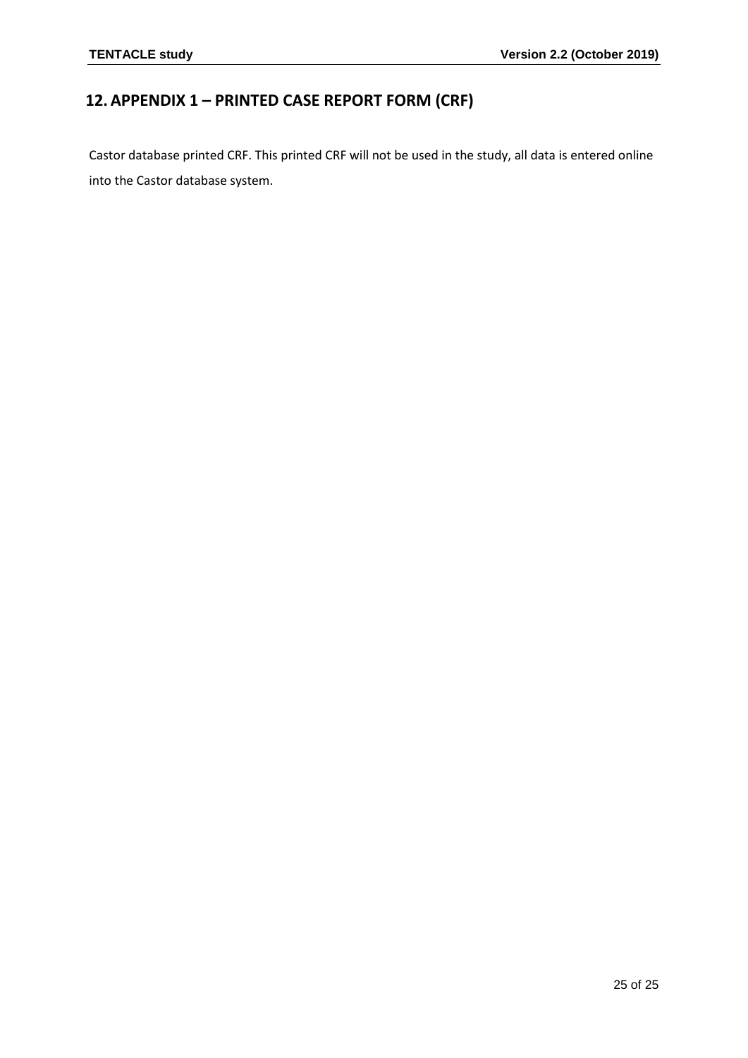## 12. APPENDIX 1 – PRINTED CASE REPORT FORM (CRF)

Castor database printed CRF. This printed CRF will not be used in the study, all data is entered online into the Castor database system.